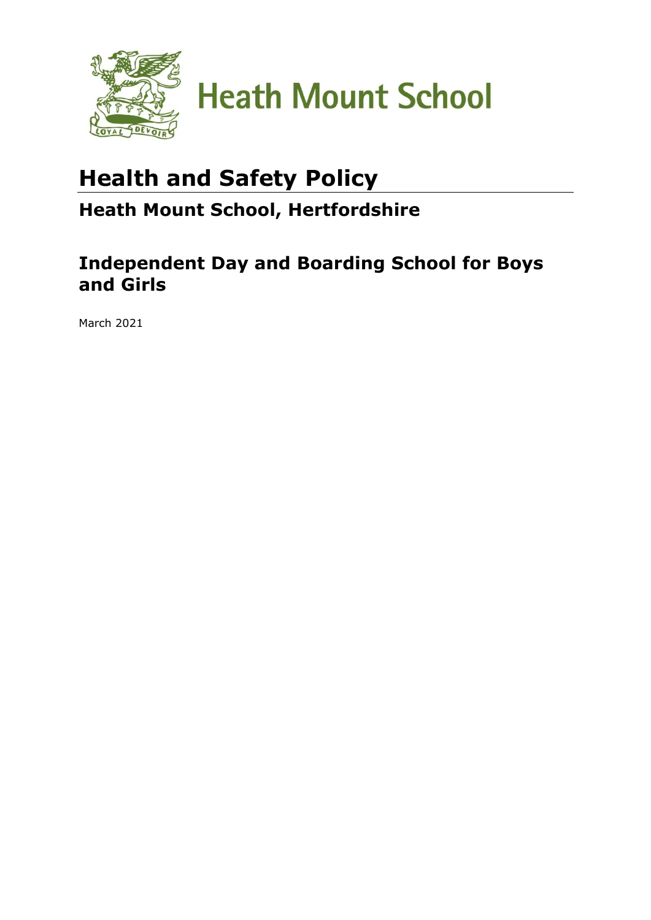Heath Mount School

# Health and Safety Policy

## Heath Mount School, Hertfordshire

## Independent Day and Boarding School for Boys and Girls

March 2021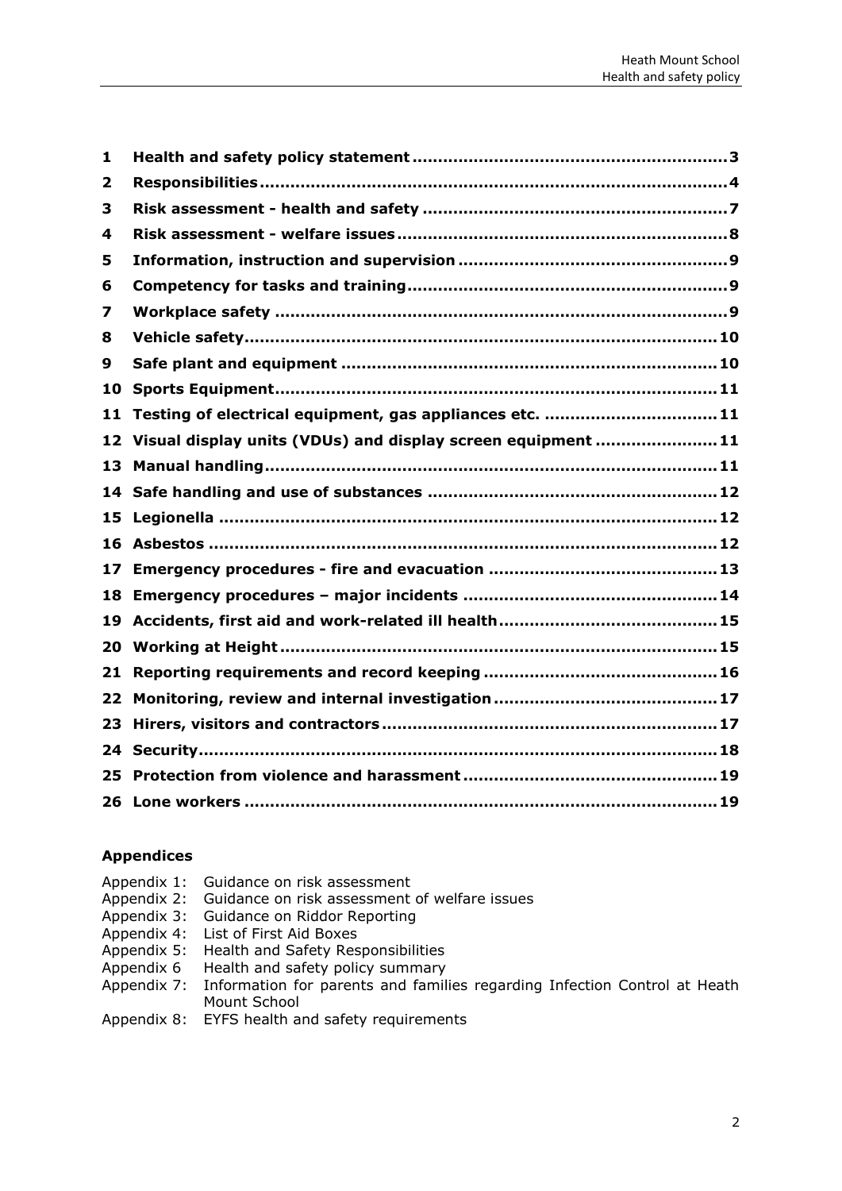| | | |
|---|---|---|
| **1** | **Health and safety policy statement** | **3** |
| **2** | **Responsibilities** | **4** |
| **3** | **Risk assessment - health and safety** | **7** |
| **4** | **Risk assessment - welfare issues** | **8** |
| **5** | **Information, instruction and supervision** | **9** |
| **6** | **Competency for tasks and training** | **9** |
| **7** | **Workplace safety** | **9** |
| **8** | **Vehicle safety** | **10** |
| **9** | **Safe plant and equipment** | **10** |
| **10** | **Sports Equipment** | **11** |
| **11** | **Testing of electrical equipment, gas appliances etc.** | **11** |
| **12** | **Visual display units (VDUs) and display screen equipment** | **11** |
| **13** | **Manual handling** | **11** |
| **14** | **Safe handling and use of substances** | **12** |
| **15** | **Legionella** | **12** |
| **16** | **Asbestos** | **12** |
| **17** | **Emergency procedures - fire and evacuation** | **13** |
| **18** | **Emergency procedures – major incidents** | **14** |
| **19** | **Accidents, first aid and work-related ill health** | **15** |
| **20** | **Working at Height** | **15** |
| **21** | **Reporting requirements and record keeping** | **16** |
| **22** | **Monitoring, review and internal investigation** | **17** |
| **23** | **Hirers, visitors and contractors** | **17** |
| **24** | **Security** | **18** |
| **25** | **Protection from violence and harassment** | **19** |
| **26** | **Lone workers** | **19** |

**Appendices**

Appendix 1: Guidance on risk assessment
Appendix 2: Guidance on risk assessment of welfare issues
Appendix 3: Guidance on Riddor Reporting
Appendix 4: List of First Aid Boxes
Appendix 5: Health and Safety Responsibilities
Appendix 6 Health and safety policy summary
Appendix 7: Information for parents and families regarding Infection Control at Heath Mount School
Appendix 8: EYFS health and safety requirements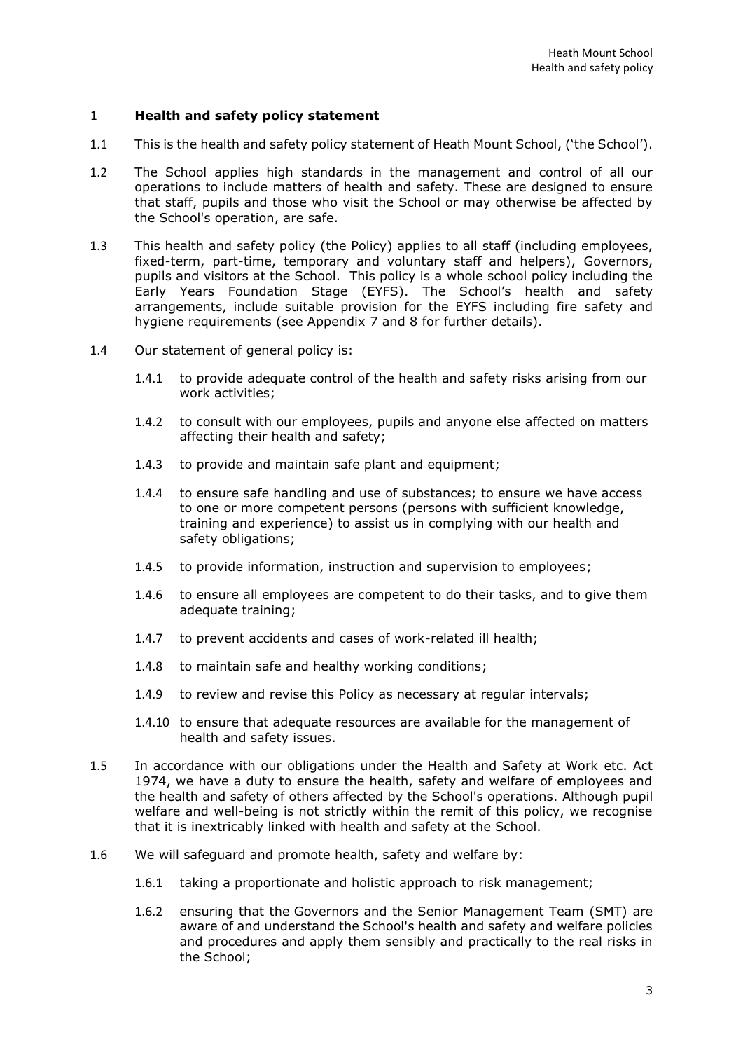## 1 Health and safety policy statement

1.1 This is the health and safety policy statement of Heath Mount School, ('the School').

1.2 The School applies high standards in the management and control of all our operations to include matters of health and safety. These are designed to ensure that staff, pupils and those who visit the School or may otherwise be affected by the School's operation, are safe.

1.3 This health and safety policy (the Policy) applies to all staff (including employees, fixed-term, part-time, temporary and voluntary staff and helpers), Governors, pupils and visitors at the School. This policy is a whole school policy including the Early Years Foundation Stage (EYFS). The School's health and safety arrangements, include suitable provision for the EYFS including fire safety and hygiene requirements (see Appendix 7 and 8 for further details).

1.4 Our statement of general policy is:

- 1.4.1 to provide adequate control of the health and safety risks arising from our work activities;
- 1.4.2 to consult with our employees, pupils and anyone else affected on matters affecting their health and safety;
- 1.4.3 to provide and maintain safe plant and equipment;
- 1.4.4 to ensure safe handling and use of substances; to ensure we have access to one or more competent persons (persons with sufficient knowledge, training and experience) to assist us in complying with our health and safety obligations;
- 1.4.5 to provide information, instruction and supervision to employees;
- 1.4.6 to ensure all employees are competent to do their tasks, and to give them adequate training;
- 1.4.7 to prevent accidents and cases of work-related ill health;
- 1.4.8 to maintain safe and healthy working conditions;
- 1.4.9 to review and revise this Policy as necessary at regular intervals;
- 1.4.10 to ensure that adequate resources are available for the management of health and safety issues.

1.5 In accordance with our obligations under the Health and Safety at Work etc. Act 1974, we have a duty to ensure the health, safety and welfare of employees and the health and safety of others affected by the School's operations. Although pupil welfare and well-being is not strictly within the remit of this policy, we recognise that it is inextricably linked with health and safety at the School.

1.6 We will safeguard and promote health, safety and welfare by:

- 1.6.1 taking a proportionate and holistic approach to risk management;
- 1.6.2 ensuring that the Governors and the Senior Management Team (SMT) are aware of and understand the School's health and safety and welfare policies and procedures and apply them sensibly and practically to the real risks in the School;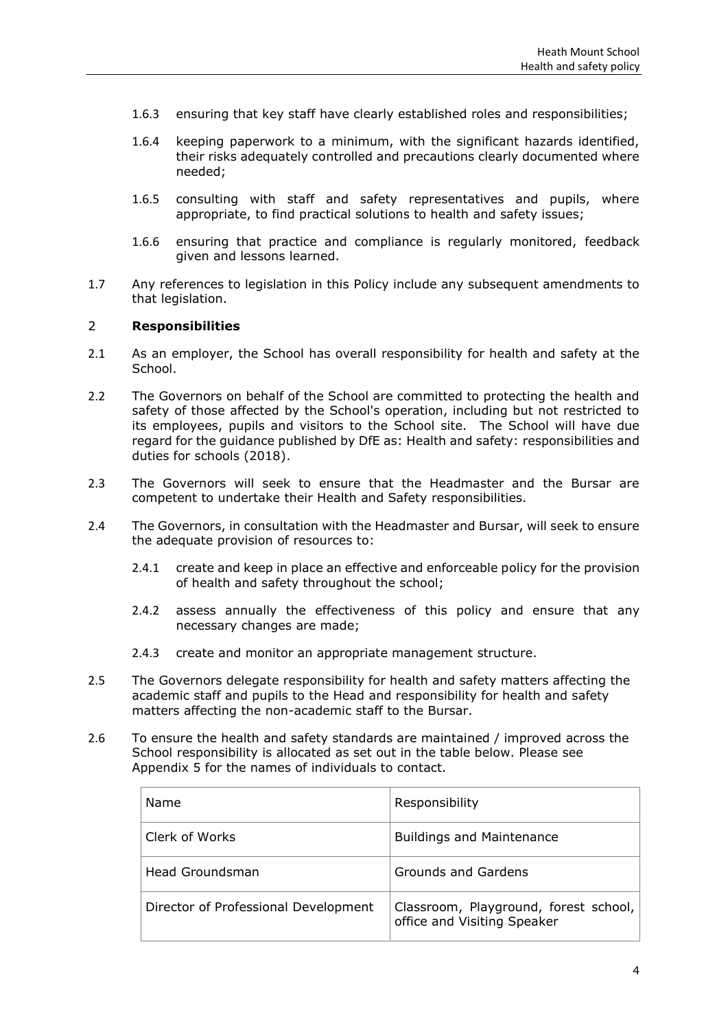1.6.3 ensuring that key staff have clearly established roles and responsibilities;

1.6.4 keeping paperwork to a minimum, with the significant hazards identified, their risks adequately controlled and precautions clearly documented where needed;

1.6.5 consulting with staff and safety representatives and pupils, where appropriate, to find practical solutions to health and safety issues;

1.6.6 ensuring that practice and compliance is regularly monitored, feedback given and lessons learned.

1.7 Any references to legislation in this Policy include any subsequent amendments to that legislation.

## 2 Responsibilities

2.1 As an employer, the School has overall responsibility for health and safety at the School.

2.2 The Governors on behalf of the School are committed to protecting the health and safety of those affected by the School's operation, including but not restricted to its employees, pupils and visitors to the School site. The School will have due regard for the guidance published by DfE as: Health and safety: responsibilities and duties for schools (2018).

2.3 The Governors will seek to ensure that the Headmaster and the Bursar are competent to undertake their Health and Safety responsibilities.

2.4 The Governors, in consultation with the Headmaster and Bursar, will seek to ensure the adequate provision of resources to:

2.4.1 create and keep in place an effective and enforceable policy for the provision of health and safety throughout the school;

2.4.2 assess annually the effectiveness of this policy and ensure that any necessary changes are made;

2.4.3 create and monitor an appropriate management structure.

2.5 The Governors delegate responsibility for health and safety matters affecting the academic staff and pupils to the Head and responsibility for health and safety matters affecting the non-academic staff to the Bursar.

2.6 To ensure the health and safety standards are maintained / improved across the School responsibility is allocated as set out in the table below. Please see Appendix 5 for the names of individuals to contact.

| Name | Responsibility |
|---|---|
| Clerk of Works | Buildings and Maintenance |
| Head Groundsman | Grounds and Gardens |
| Director of Professional Development | Classroom, Playground, forest school, office and Visiting Speaker |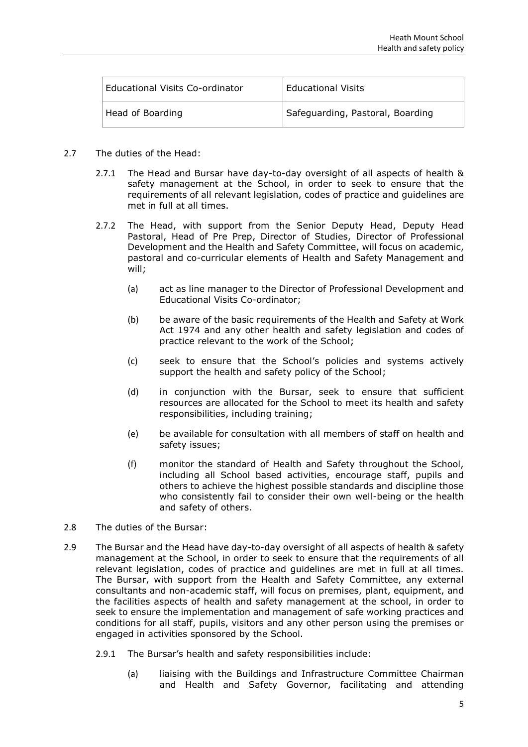| Educational Visits Co-ordinator | Educational Visits |
|---|---|
| Head of Boarding | Safeguarding, Pastoral, Boarding |

2.7 The duties of the Head:

2.7.1 The Head and Bursar have day-to-day oversight of all aspects of health & safety management at the School, in order to seek to ensure that the requirements of all relevant legislation, codes of practice and guidelines are met in full at all times.

2.7.2 The Head, with support from the Senior Deputy Head, Deputy Head Pastoral, Head of Pre Prep, Director of Studies, Director of Professional Development and the Health and Safety Committee, will focus on academic, pastoral and co-curricular elements of Health and Safety Management and will;

(a) act as line manager to the Director of Professional Development and Educational Visits Co-ordinator;

(b) be aware of the basic requirements of the Health and Safety at Work Act 1974 and any other health and safety legislation and codes of practice relevant to the work of the School;

(c) seek to ensure that the School's policies and systems actively support the health and safety policy of the School;

(d) in conjunction with the Bursar, seek to ensure that sufficient resources are allocated for the School to meet its health and safety responsibilities, including training;

(e) be available for consultation with all members of staff on health and safety issues;

(f) monitor the standard of Health and Safety throughout the School, including all School based activities, encourage staff, pupils and others to achieve the highest possible standards and discipline those who consistently fail to consider their own well-being or the health and safety of others.

2.8 The duties of the Bursar:

2.9 The Bursar and the Head have day-to-day oversight of all aspects of health & safety management at the School, in order to seek to ensure that the requirements of all relevant legislation, codes of practice and guidelines are met in full at all times. The Bursar, with support from the Health and Safety Committee, any external consultants and non-academic staff, will focus on premises, plant, equipment, and the facilities aspects of health and safety management at the school, in order to seek to ensure the implementation and management of safe working practices and conditions for all staff, pupils, visitors and any other person using the premises or engaged in activities sponsored by the School.

2.9.1 The Bursar's health and safety responsibilities include:

(a) liaising with the Buildings and Infrastructure Committee Chairman and Health and Safety Governor, facilitating and attending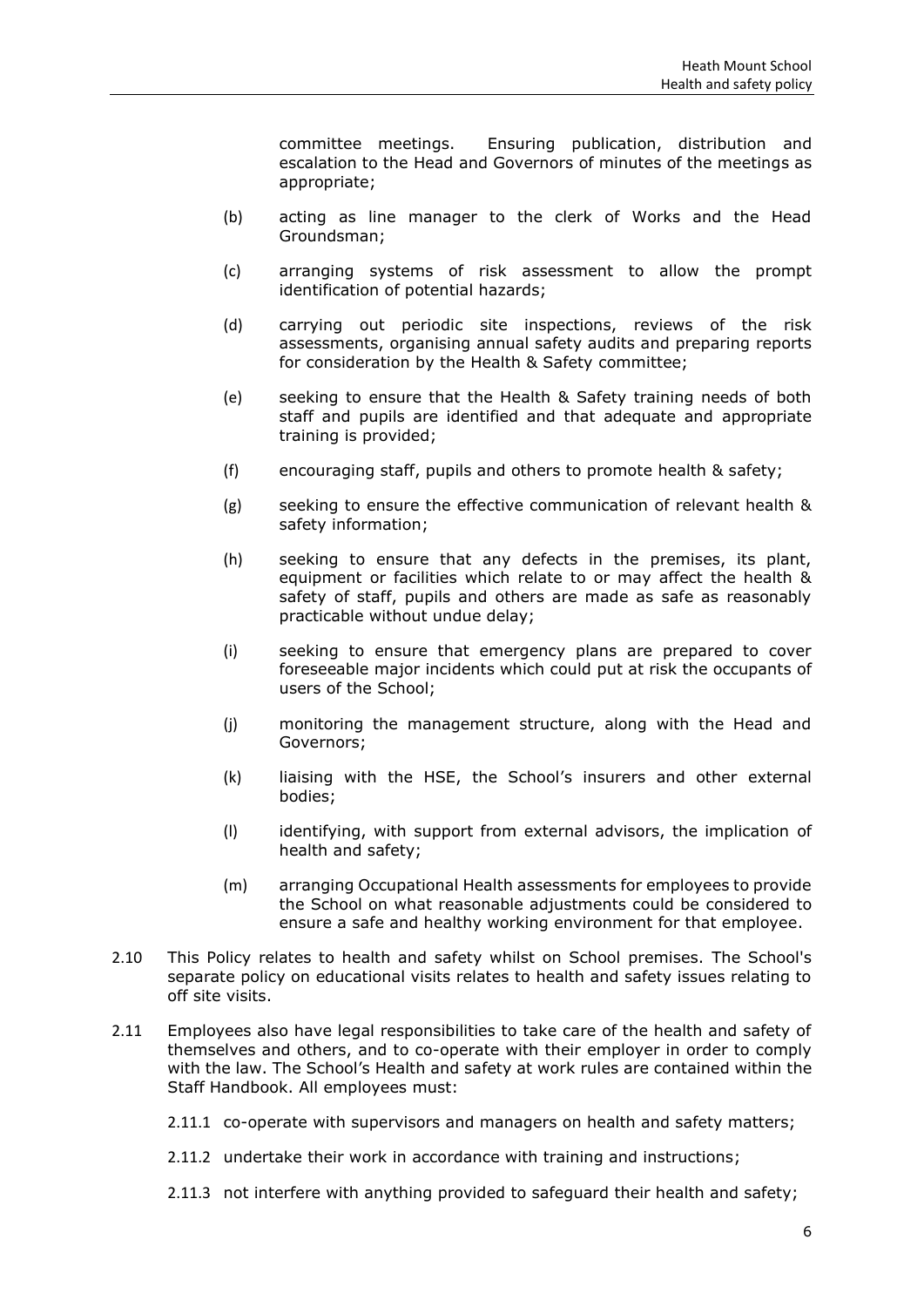committee meetings. Ensuring publication, distribution and escalation to the Head and Governors of minutes of the meetings as appropriate;

(b) acting as line manager to the clerk of Works and the Head Groundsman;

(c) arranging systems of risk assessment to allow the prompt identification of potential hazards;

(d) carrying out periodic site inspections, reviews of the risk assessments, organising annual safety audits and preparing reports for consideration by the Health & Safety committee;

(e) seeking to ensure that the Health & Safety training needs of both staff and pupils are identified and that adequate and appropriate training is provided;

(f) encouraging staff, pupils and others to promote health & safety;

(g) seeking to ensure the effective communication of relevant health & safety information;

(h) seeking to ensure that any defects in the premises, its plant, equipment or facilities which relate to or may affect the health & safety of staff, pupils and others are made as safe as reasonably practicable without undue delay;

(i) seeking to ensure that emergency plans are prepared to cover foreseeable major incidents which could put at risk the occupants of users of the School;

(j) monitoring the management structure, along with the Head and Governors;

(k) liaising with the HSE, the School's insurers and other external bodies;

(l) identifying, with support from external advisors, the implication of health and safety;

(m) arranging Occupational Health assessments for employees to provide the School on what reasonable adjustments could be considered to ensure a safe and healthy working environment for that employee.

2.10 This Policy relates to health and safety whilst on School premises. The School's separate policy on educational visits relates to health and safety issues relating to off site visits.

2.11 Employees also have legal responsibilities to take care of the health and safety of themselves and others, and to co-operate with their employer in order to comply with the law. The School's Health and safety at work rules are contained within the Staff Handbook. All employees must:

2.11.1 co-operate with supervisors and managers on health and safety matters;

2.11.2 undertake their work in accordance with training and instructions;

2.11.3 not interfere with anything provided to safeguard their health and safety;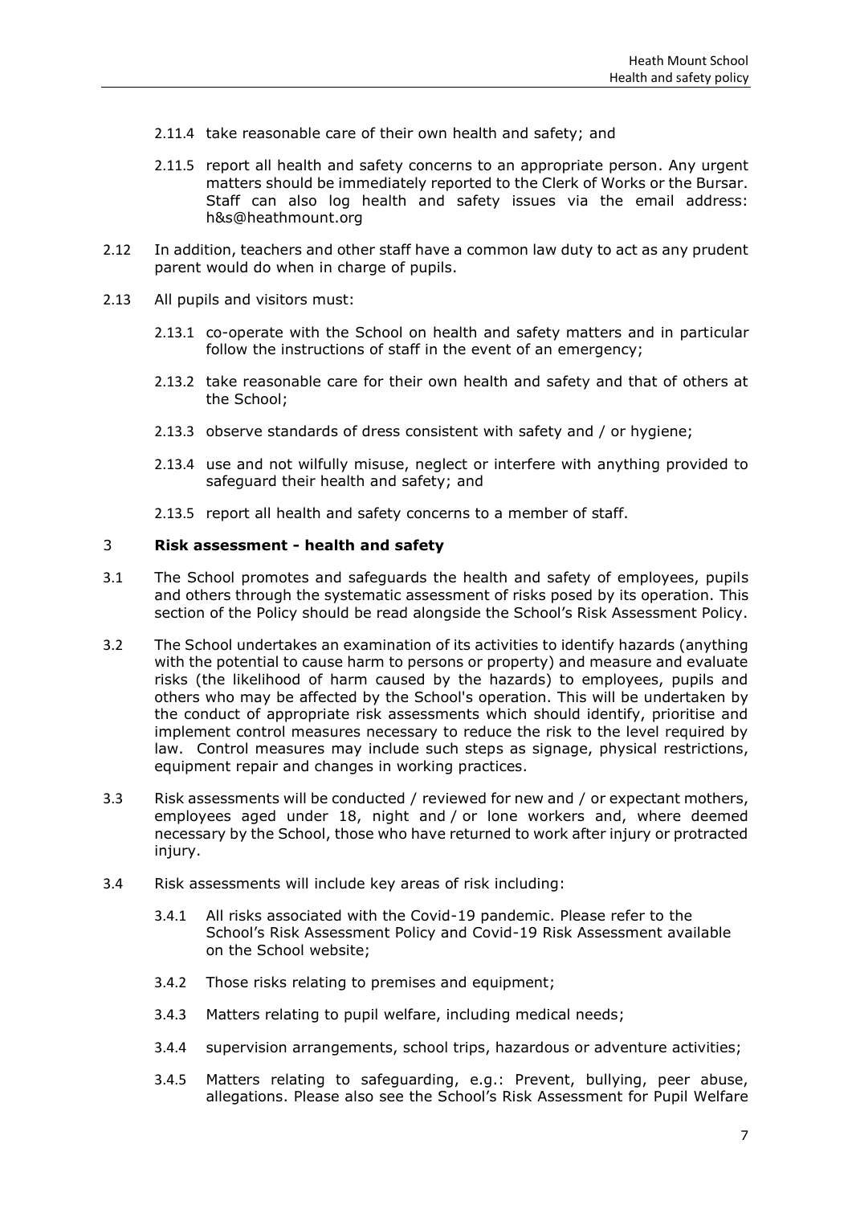2.11.4 take reasonable care of their own health and safety; and

2.11.5 report all health and safety concerns to an appropriate person. Any urgent matters should be immediately reported to the Clerk of Works or the Bursar. Staff can also log health and safety issues via the email address: h&s@heathmount.org

2.12 In addition, teachers and other staff have a common law duty to act as any prudent parent would do when in charge of pupils.

2.13 All pupils and visitors must:

2.13.1 co-operate with the School on health and safety matters and in particular follow the instructions of staff in the event of an emergency;

2.13.2 take reasonable care for their own health and safety and that of others at the School;

2.13.3 observe standards of dress consistent with safety and / or hygiene;

2.13.4 use and not wilfully misuse, neglect or interfere with anything provided to safeguard their health and safety; and

2.13.5 report all health and safety concerns to a member of staff.

## 3 **Risk assessment - health and safety**

3.1 The School promotes and safeguards the health and safety of employees, pupils and others through the systematic assessment of risks posed by its operation. This section of the Policy should be read alongside the School's Risk Assessment Policy.

3.2 The School undertakes an examination of its activities to identify hazards (anything with the potential to cause harm to persons or property) and measure and evaluate risks (the likelihood of harm caused by the hazards) to employees, pupils and others who may be affected by the School's operation. This will be undertaken by the conduct of appropriate risk assessments which should identify, prioritise and implement control measures necessary to reduce the risk to the level required by law. Control measures may include such steps as signage, physical restrictions, equipment repair and changes in working practices.

3.3 Risk assessments will be conducted / reviewed for new and / or expectant mothers, employees aged under 18, night and / or lone workers and, where deemed necessary by the School, those who have returned to work after injury or protracted injury.

3.4 Risk assessments will include key areas of risk including:

3.4.1 All risks associated with the Covid-19 pandemic. Please refer to the School's Risk Assessment Policy and Covid-19 Risk Assessment available on the School website;

3.4.2 Those risks relating to premises and equipment;

3.4.3 Matters relating to pupil welfare, including medical needs;

3.4.4 supervision arrangements, school trips, hazardous or adventure activities;

3.4.5 Matters relating to safeguarding, e.g.: Prevent, bullying, peer abuse, allegations. Please also see the School's Risk Assessment for Pupil Welfare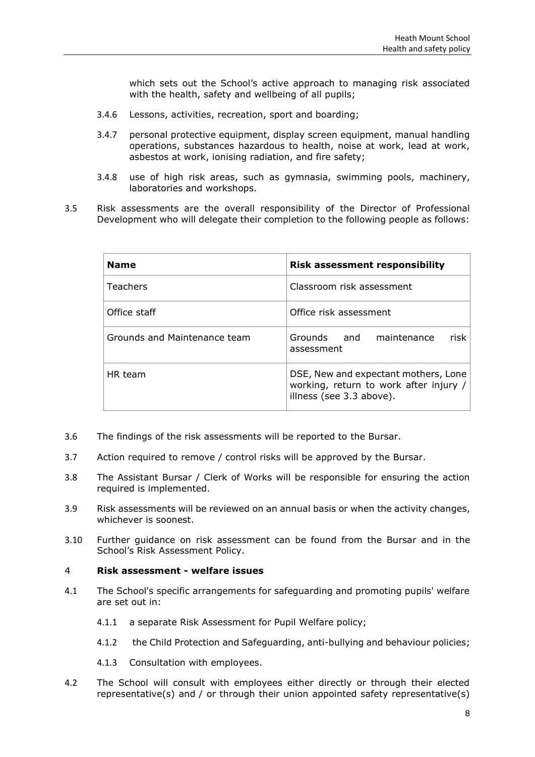which sets out the School's active approach to managing risk associated with the health, safety and wellbeing of all pupils;

3.4.6 Lessons, activities, recreation, sport and boarding;

3.4.7 personal protective equipment, display screen equipment, manual handling operations, substances hazardous to health, noise at work, lead at work, asbestos at work, ionising radiation, and fire safety;

3.4.8 use of high risk areas, such as gymnasia, swimming pools, machinery, laboratories and workshops.

3.5 Risk assessments are the overall responsibility of the Director of Professional Development who will delegate their completion to the following people as follows:

| **Name** | **Risk assessment responsibility** |
| --- | --- |
| Teachers | Classroom risk assessment |
| Office staff | Office risk assessment |
| Grounds and Maintenance team | Grounds and maintenance risk assessment |
| HR team | DSE, New and expectant mothers, Lone working, return to work after injury / illness (see 3.3 above). |

3.6 The findings of the risk assessments will be reported to the Bursar.

3.7 Action required to remove / control risks will be approved by the Bursar.

3.8 The Assistant Bursar / Clerk of Works will be responsible for ensuring the action required is implemented.

3.9 Risk assessments will be reviewed on an annual basis or when the activity changes, whichever is soonest.

3.10 Further guidance on risk assessment can be found from the Bursar and in the School's Risk Assessment Policy.

## 4 **Risk assessment - welfare issues**

4.1 The School's specific arrangements for safeguarding and promoting pupils' welfare are set out in:

4.1.1 a separate Risk Assessment for Pupil Welfare policy;

4.1.2 the Child Protection and Safeguarding, anti-bullying and behaviour policies;

4.1.3 Consultation with employees.

4.2 The School will consult with employees either directly or through their elected representative(s) and / or through their union appointed safety representative(s)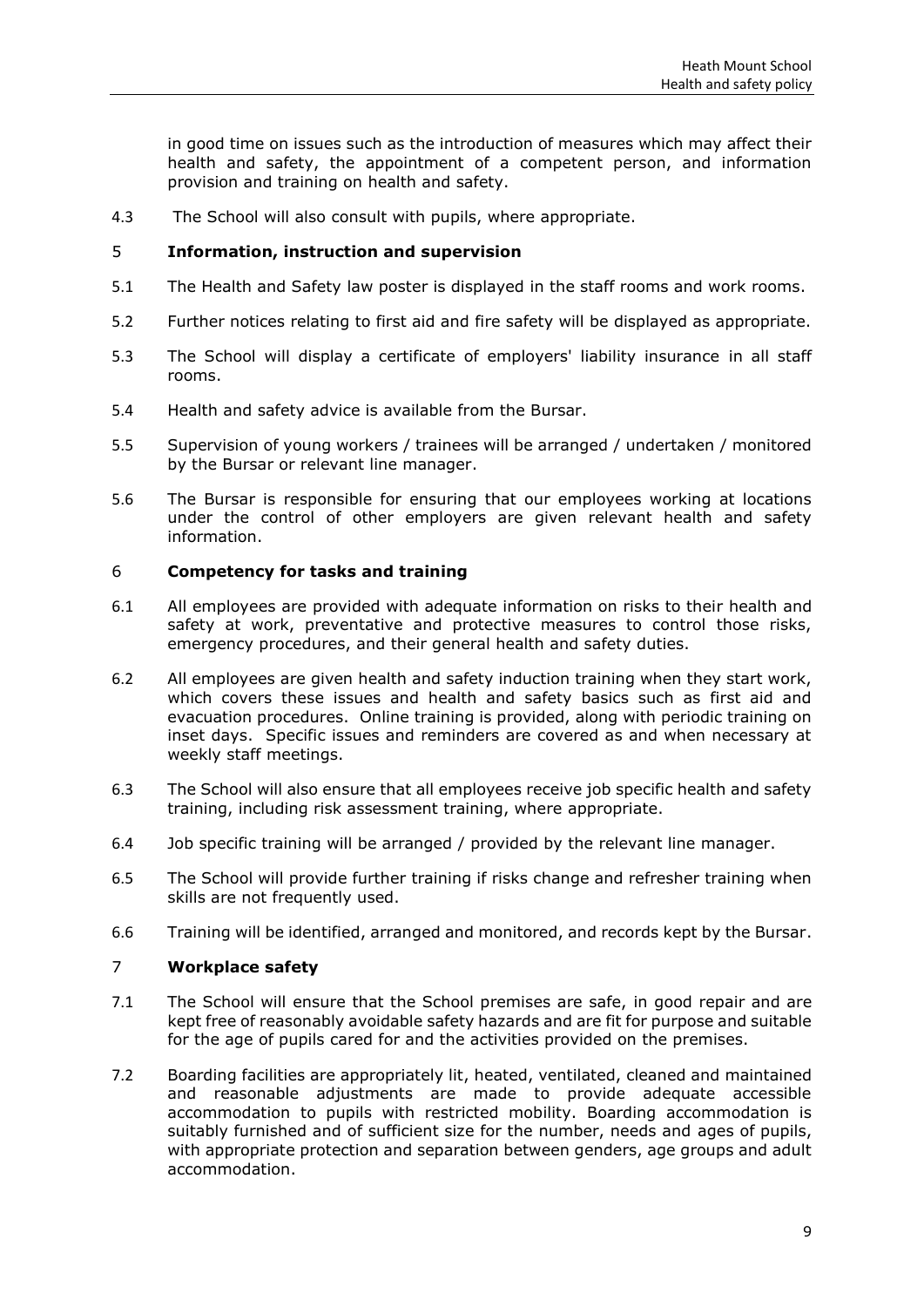in good time on issues such as the introduction of measures which may affect their health and safety, the appointment of a competent person, and information provision and training on health and safety.

4.3 The School will also consult with pupils, where appropriate.

## 5 Information, instruction and supervision

5.1 The Health and Safety law poster is displayed in the staff rooms and work rooms.

5.2 Further notices relating to first aid and fire safety will be displayed as appropriate.

5.3 The School will display a certificate of employers' liability insurance in all staff rooms.

5.4 Health and safety advice is available from the Bursar.

5.5 Supervision of young workers / trainees will be arranged / undertaken / monitored by the Bursar or relevant line manager.

5.6 The Bursar is responsible for ensuring that our employees working at locations under the control of other employers are given relevant health and safety information.

## 6 Competency for tasks and training

6.1 All employees are provided with adequate information on risks to their health and safety at work, preventative and protective measures to control those risks, emergency procedures, and their general health and safety duties.

6.2 All employees are given health and safety induction training when they start work, which covers these issues and health and safety basics such as first aid and evacuation procedures. Online training is provided, along with periodic training on inset days. Specific issues and reminders are covered as and when necessary at weekly staff meetings.

6.3 The School will also ensure that all employees receive job specific health and safety training, including risk assessment training, where appropriate.

6.4 Job specific training will be arranged / provided by the relevant line manager.

6.5 The School will provide further training if risks change and refresher training when skills are not frequently used.

6.6 Training will be identified, arranged and monitored, and records kept by the Bursar.

## 7 Workplace safety

7.1 The School will ensure that the School premises are safe, in good repair and are kept free of reasonably avoidable safety hazards and are fit for purpose and suitable for the age of pupils cared for and the activities provided on the premises.

7.2 Boarding facilities are appropriately lit, heated, ventilated, cleaned and maintained and reasonable adjustments are made to provide adequate accessible accommodation to pupils with restricted mobility. Boarding accommodation is suitably furnished and of sufficient size for the number, needs and ages of pupils, with appropriate protection and separation between genders, age groups and adult accommodation.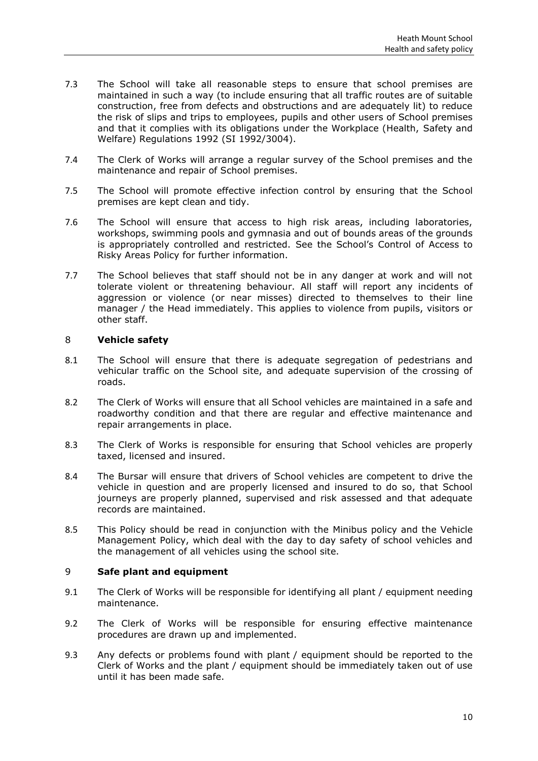7.3 The School will take all reasonable steps to ensure that school premises are maintained in such a way (to include ensuring that all traffic routes are of suitable construction, free from defects and obstructions and are adequately lit) to reduce the risk of slips and trips to employees, pupils and other users of School premises and that it complies with its obligations under the Workplace (Health, Safety and Welfare) Regulations 1992 (SI 1992/3004).

7.4 The Clerk of Works will arrange a regular survey of the School premises and the maintenance and repair of School premises.

7.5 The School will promote effective infection control by ensuring that the School premises are kept clean and tidy.

7.6 The School will ensure that access to high risk areas, including laboratories, workshops, swimming pools and gymnasia and out of bounds areas of the grounds is appropriately controlled and restricted. See the School's Control of Access to Risky Areas Policy for further information.

7.7 The School believes that staff should not be in any danger at work and will not tolerate violent or threatening behaviour. All staff will report any incidents of aggression or violence (or near misses) directed to themselves to their line manager / the Head immediately. This applies to violence from pupils, visitors or other staff.

## 8 Vehicle safety

8.1 The School will ensure that there is adequate segregation of pedestrians and vehicular traffic on the School site, and adequate supervision of the crossing of roads.

8.2 The Clerk of Works will ensure that all School vehicles are maintained in a safe and roadworthy condition and that there are regular and effective maintenance and repair arrangements in place.

8.3 The Clerk of Works is responsible for ensuring that School vehicles are properly taxed, licensed and insured.

8.4 The Bursar will ensure that drivers of School vehicles are competent to drive the vehicle in question and are properly licensed and insured to do so, that School journeys are properly planned, supervised and risk assessed and that adequate records are maintained.

8.5 This Policy should be read in conjunction with the Minibus policy and the Vehicle Management Policy, which deal with the day to day safety of school vehicles and the management of all vehicles using the school site.

## 9 Safe plant and equipment

9.1 The Clerk of Works will be responsible for identifying all plant / equipment needing maintenance.

9.2 The Clerk of Works will be responsible for ensuring effective maintenance procedures are drawn up and implemented.

9.3 Any defects or problems found with plant / equipment should be reported to the Clerk of Works and the plant / equipment should be immediately taken out of use until it has been made safe.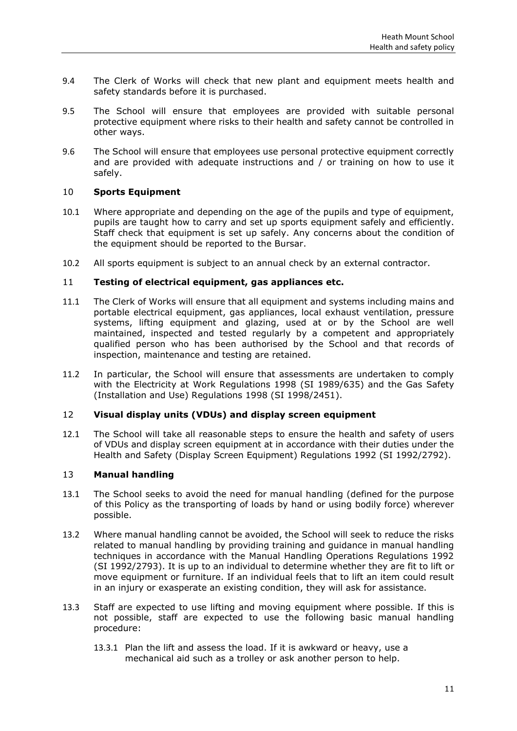9.4 The Clerk of Works will check that new plant and equipment meets health and safety standards before it is purchased.

9.5 The School will ensure that employees are provided with suitable personal protective equipment where risks to their health and safety cannot be controlled in other ways.

9.6 The School will ensure that employees use personal protective equipment correctly and are provided with adequate instructions and / or training on how to use it safely.

## 10 Sports Equipment

10.1 Where appropriate and depending on the age of the pupils and type of equipment, pupils are taught how to carry and set up sports equipment safely and efficiently. Staff check that equipment is set up safely. Any concerns about the condition of the equipment should be reported to the Bursar.

10.2 All sports equipment is subject to an annual check by an external contractor.

## 11 Testing of electrical equipment, gas appliances etc.

11.1 The Clerk of Works will ensure that all equipment and systems including mains and portable electrical equipment, gas appliances, local exhaust ventilation, pressure systems, lifting equipment and glazing, used at or by the School are well maintained, inspected and tested regularly by a competent and appropriately qualified person who has been authorised by the School and that records of inspection, maintenance and testing are retained.

11.2 In particular, the School will ensure that assessments are undertaken to comply with the Electricity at Work Regulations 1998 (SI 1989/635) and the Gas Safety (Installation and Use) Regulations 1998 (SI 1998/2451).

## 12 Visual display units (VDUs) and display screen equipment

12.1 The School will take all reasonable steps to ensure the health and safety of users of VDUs and display screen equipment at in accordance with their duties under the Health and Safety (Display Screen Equipment) Regulations 1992 (SI 1992/2792).

## 13 Manual handling

13.1 The School seeks to avoid the need for manual handling (defined for the purpose of this Policy as the transporting of loads by hand or using bodily force) wherever possible.

13.2 Where manual handling cannot be avoided, the School will seek to reduce the risks related to manual handling by providing training and guidance in manual handling techniques in accordance with the Manual Handling Operations Regulations 1992 (SI 1992/2793). It is up to an individual to determine whether they are fit to lift or move equipment or furniture. If an individual feels that to lift an item could result in an injury or exasperate an existing condition, they will ask for assistance.

13.3 Staff are expected to use lifting and moving equipment where possible. If this is not possible, staff are expected to use the following basic manual handling procedure:

13.3.1 Plan the lift and assess the load. If it is awkward or heavy, use a mechanical aid such as a trolley or ask another person to help.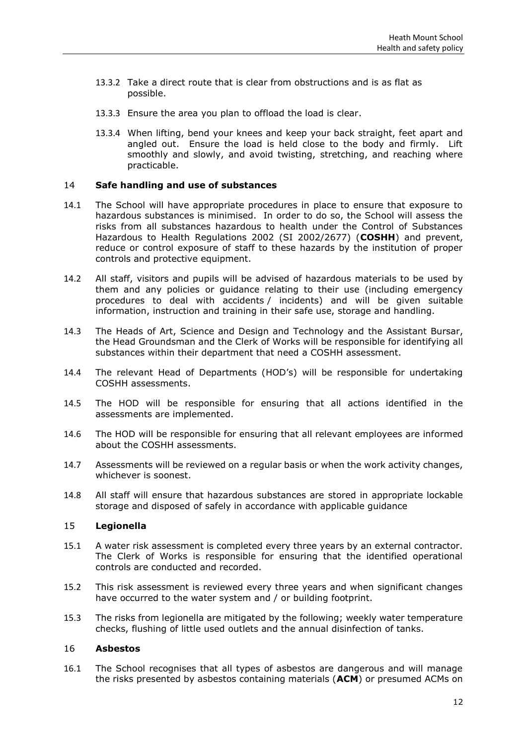13.3.2 Take a direct route that is clear from obstructions and is as flat as possible.

13.3.3 Ensure the area you plan to offload the load is clear.

13.3.4 When lifting, bend your knees and keep your back straight, feet apart and angled out. Ensure the load is held close to the body and firmly. Lift smoothly and slowly, and avoid twisting, stretching, and reaching where practicable.

## 14 Safe handling and use of substances

14.1 The School will have appropriate procedures in place to ensure that exposure to hazardous substances is minimised. In order to do so, the School will assess the risks from all substances hazardous to health under the Control of Substances Hazardous to Health Regulations 2002 (SI 2002/2677) (**COSHH**) and prevent, reduce or control exposure of staff to these hazards by the institution of proper controls and protective equipment.

14.2 All staff, visitors and pupils will be advised of hazardous materials to be used by them and any policies or guidance relating to their use (including emergency procedures to deal with accidents / incidents) and will be given suitable information, instruction and training in their safe use, storage and handling.

14.3 The Heads of Art, Science and Design and Technology and the Assistant Bursar, the Head Groundsman and the Clerk of Works will be responsible for identifying all substances within their department that need a COSHH assessment.

14.4 The relevant Head of Departments (HOD's) will be responsible for undertaking COSHH assessments.

14.5 The HOD will be responsible for ensuring that all actions identified in the assessments are implemented.

14.6 The HOD will be responsible for ensuring that all relevant employees are informed about the COSHH assessments.

14.7 Assessments will be reviewed on a regular basis or when the work activity changes, whichever is soonest.

14.8 All staff will ensure that hazardous substances are stored in appropriate lockable storage and disposed of safely in accordance with applicable guidance

## 15 Legionella

15.1 A water risk assessment is completed every three years by an external contractor. The Clerk of Works is responsible for ensuring that the identified operational controls are conducted and recorded.

15.2 This risk assessment is reviewed every three years and when significant changes have occurred to the water system and / or building footprint.

15.3 The risks from legionella are mitigated by the following; weekly water temperature checks, flushing of little used outlets and the annual disinfection of tanks.

## 16 Asbestos

16.1 The School recognises that all types of asbestos are dangerous and will manage the risks presented by asbestos containing materials (**ACM**) or presumed ACMs on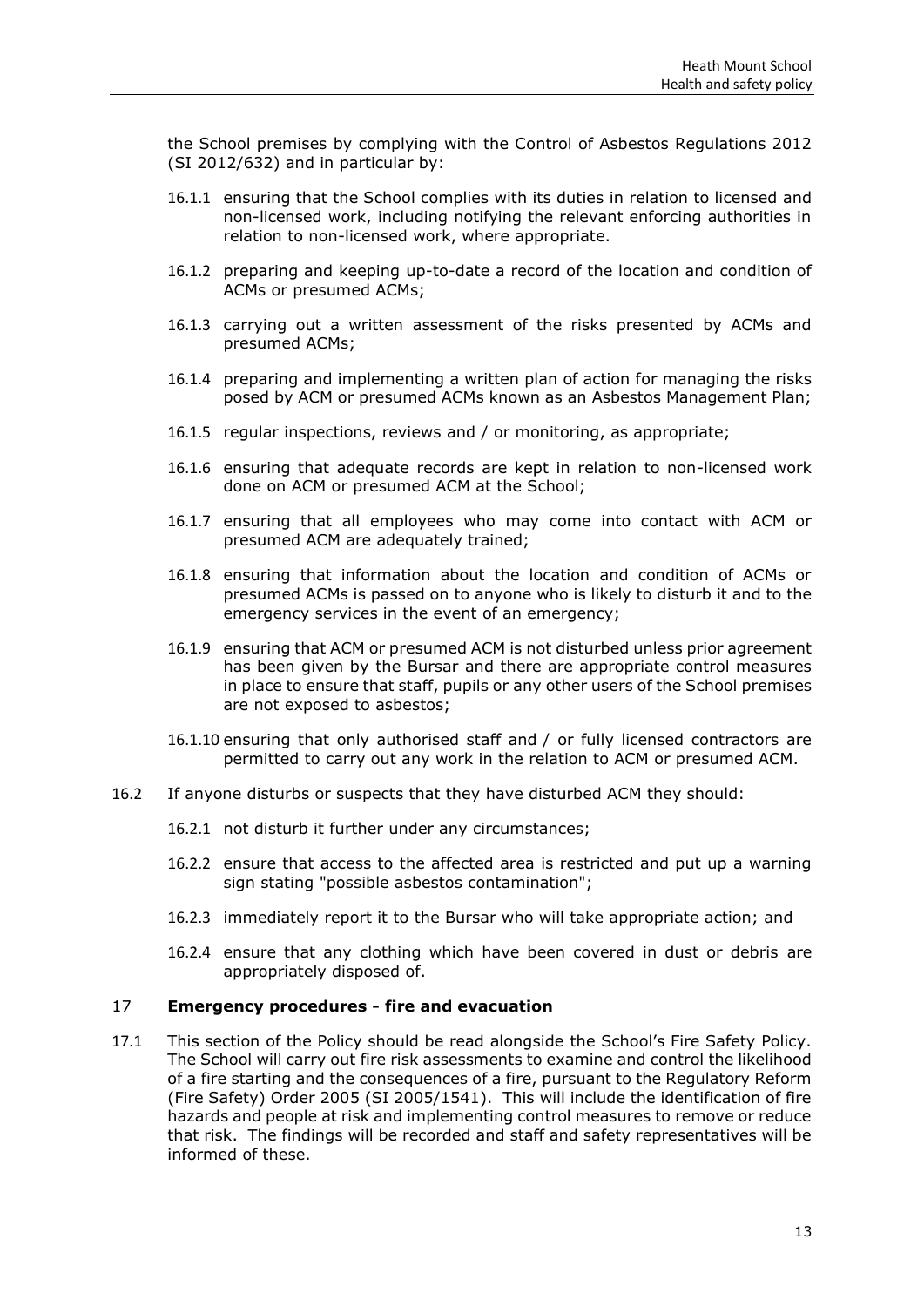the School premises by complying with the Control of Asbestos Regulations 2012 (SI 2012/632) and in particular by:

16.1.1 ensuring that the School complies with its duties in relation to licensed and non-licensed work, including notifying the relevant enforcing authorities in relation to non-licensed work, where appropriate.

16.1.2 preparing and keeping up-to-date a record of the location and condition of ACMs or presumed ACMs;

16.1.3 carrying out a written assessment of the risks presented by ACMs and presumed ACMs;

16.1.4 preparing and implementing a written plan of action for managing the risks posed by ACM or presumed ACMs known as an Asbestos Management Plan;

16.1.5 regular inspections, reviews and / or monitoring, as appropriate;

16.1.6 ensuring that adequate records are kept in relation to non-licensed work done on ACM or presumed ACM at the School;

16.1.7 ensuring that all employees who may come into contact with ACM or presumed ACM are adequately trained;

16.1.8 ensuring that information about the location and condition of ACMs or presumed ACMs is passed on to anyone who is likely to disturb it and to the emergency services in the event of an emergency;

16.1.9 ensuring that ACM or presumed ACM is not disturbed unless prior agreement has been given by the Bursar and there are appropriate control measures in place to ensure that staff, pupils or any other users of the School premises are not exposed to asbestos;

16.1.10 ensuring that only authorised staff and / or fully licensed contractors are permitted to carry out any work in the relation to ACM or presumed ACM.

16.2 If anyone disturbs or suspects that they have disturbed ACM they should:

16.2.1 not disturb it further under any circumstances;

16.2.2 ensure that access to the affected area is restricted and put up a warning sign stating "possible asbestos contamination";

16.2.3 immediately report it to the Bursar who will take appropriate action; and

16.2.4 ensure that any clothing which have been covered in dust or debris are appropriately disposed of.

## 17 Emergency procedures - fire and evacuation

17.1 This section of the Policy should be read alongside the School's Fire Safety Policy. The School will carry out fire risk assessments to examine and control the likelihood of a fire starting and the consequences of a fire, pursuant to the Regulatory Reform (Fire Safety) Order 2005 (SI 2005/1541). This will include the identification of fire hazards and people at risk and implementing control measures to remove or reduce that risk. The findings will be recorded and staff and safety representatives will be informed of these.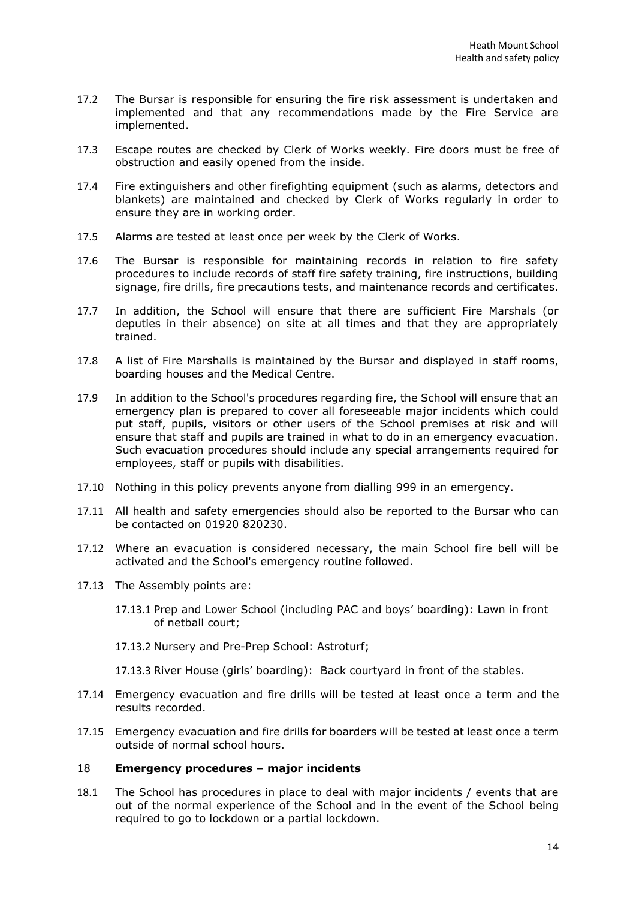17.2 The Bursar is responsible for ensuring the fire risk assessment is undertaken and implemented and that any recommendations made by the Fire Service are implemented.

17.3 Escape routes are checked by Clerk of Works weekly. Fire doors must be free of obstruction and easily opened from the inside.

17.4 Fire extinguishers and other firefighting equipment (such as alarms, detectors and blankets) are maintained and checked by Clerk of Works regularly in order to ensure they are in working order.

17.5 Alarms are tested at least once per week by the Clerk of Works.

17.6 The Bursar is responsible for maintaining records in relation to fire safety procedures to include records of staff fire safety training, fire instructions, building signage, fire drills, fire precautions tests, and maintenance records and certificates.

17.7 In addition, the School will ensure that there are sufficient Fire Marshals (or deputies in their absence) on site at all times and that they are appropriately trained.

17.8 A list of Fire Marshalls is maintained by the Bursar and displayed in staff rooms, boarding houses and the Medical Centre.

17.9 In addition to the School's procedures regarding fire, the School will ensure that an emergency plan is prepared to cover all foreseeable major incidents which could put staff, pupils, visitors or other users of the School premises at risk and will ensure that staff and pupils are trained in what to do in an emergency evacuation. Such evacuation procedures should include any special arrangements required for employees, staff or pupils with disabilities.

17.10 Nothing in this policy prevents anyone from dialling 999 in an emergency.

17.11 All health and safety emergencies should also be reported to the Bursar who can be contacted on 01920 820230.

17.12 Where an evacuation is considered necessary, the main School fire bell will be activated and the School's emergency routine followed.

17.13 The Assembly points are:

17.13.1 Prep and Lower School (including PAC and boys' boarding): Lawn in front of netball court;

17.13.2 Nursery and Pre-Prep School: Astroturf;

17.13.3 River House (girls' boarding): Back courtyard in front of the stables.

17.14 Emergency evacuation and fire drills will be tested at least once a term and the results recorded.

17.15 Emergency evacuation and fire drills for boarders will be tested at least once a term outside of normal school hours.

## 18 Emergency procedures – major incidents

18.1 The School has procedures in place to deal with major incidents / events that are out of the normal experience of the School and in the event of the School being required to go to lockdown or a partial lockdown.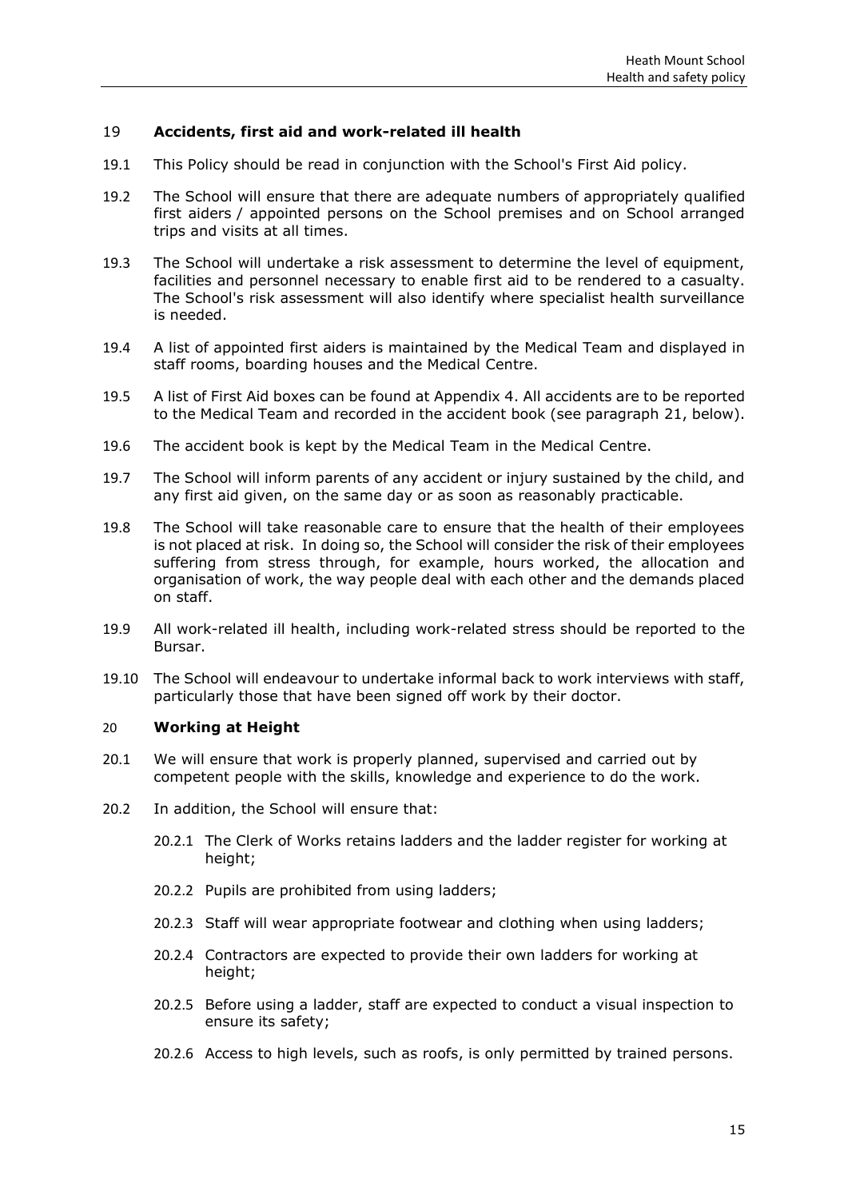## 19 **Accidents, first aid and work-related ill health**

19.1 This Policy should be read in conjunction with the School's First Aid policy.

19.2 The School will ensure that there are adequate numbers of appropriately qualified first aiders / appointed persons on the School premises and on School arranged trips and visits at all times.

19.3 The School will undertake a risk assessment to determine the level of equipment, facilities and personnel necessary to enable first aid to be rendered to a casualty. The School's risk assessment will also identify where specialist health surveillance is needed.

19.4 A list of appointed first aiders is maintained by the Medical Team and displayed in staff rooms, boarding houses and the Medical Centre.

19.5 A list of First Aid boxes can be found at Appendix 4. All accidents are to be reported to the Medical Team and recorded in the accident book (see paragraph 21, below).

19.6 The accident book is kept by the Medical Team in the Medical Centre.

19.7 The School will inform parents of any accident or injury sustained by the child, and any first aid given, on the same day or as soon as reasonably practicable.

19.8 The School will take reasonable care to ensure that the health of their employees is not placed at risk. In doing so, the School will consider the risk of their employees suffering from stress through, for example, hours worked, the allocation and organisation of work, the way people deal with each other and the demands placed on staff.

19.9 All work-related ill health, including work-related stress should be reported to the Bursar.

19.10 The School will endeavour to undertake informal back to work interviews with staff, particularly those that have been signed off work by their doctor.

## 20 **Working at Height**

20.1 We will ensure that work is properly planned, supervised and carried out by competent people with the skills, knowledge and experience to do the work.

20.2 In addition, the School will ensure that:

- 20.2.1 The Clerk of Works retains ladders and the ladder register for working at height;
- 20.2.2 Pupils are prohibited from using ladders;
- 20.2.3 Staff will wear appropriate footwear and clothing when using ladders;
- 20.2.4 Contractors are expected to provide their own ladders for working at height;
- 20.2.5 Before using a ladder, staff are expected to conduct a visual inspection to ensure its safety;
- 20.2.6 Access to high levels, such as roofs, is only permitted by trained persons.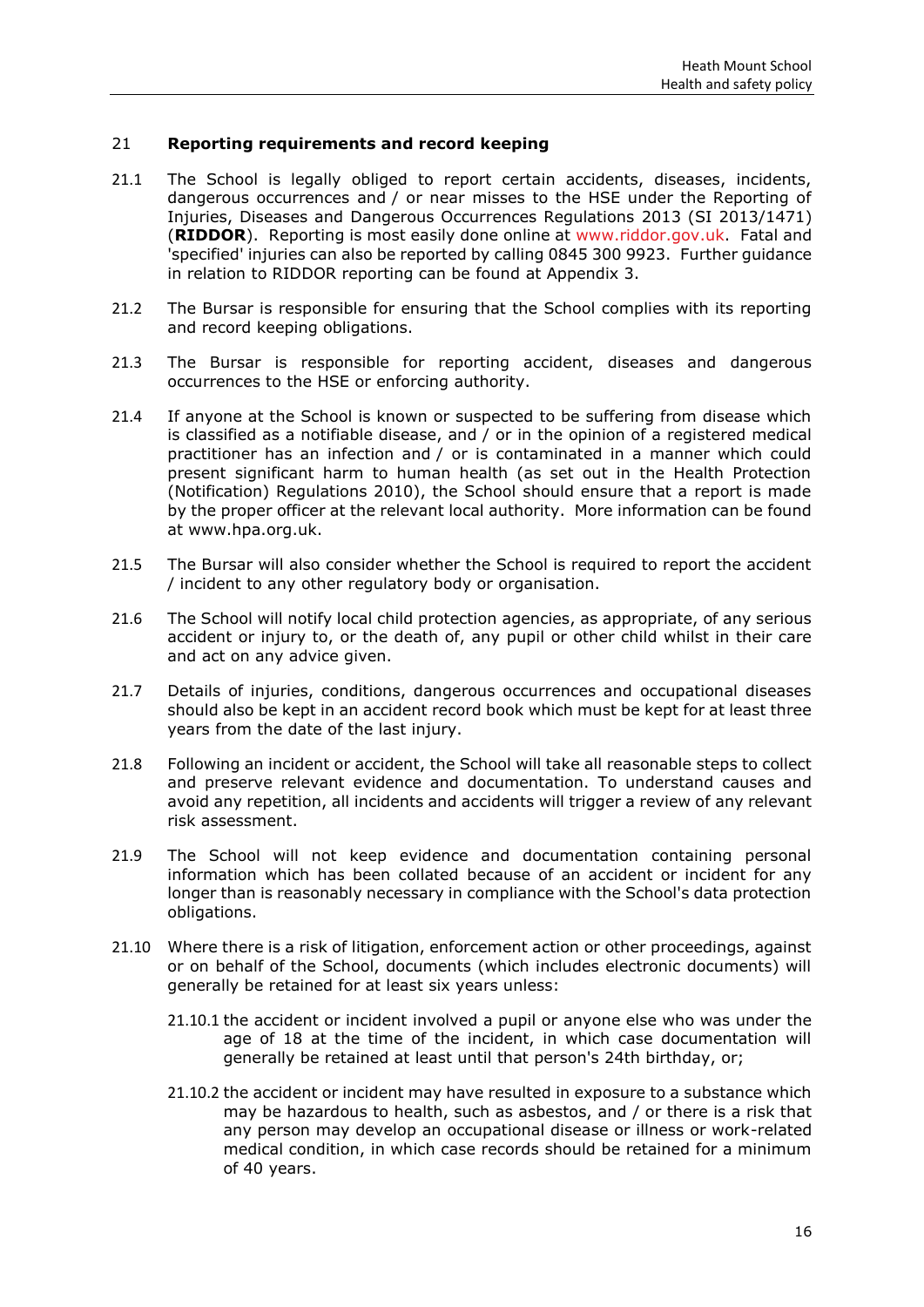## 21 **Reporting requirements and record keeping**

21.1 The School is legally obliged to report certain accidents, diseases, incidents, dangerous occurrences and / or near misses to the HSE under the Reporting of Injuries, Diseases and Dangerous Occurrences Regulations 2013 (SI 2013/1471) (**RIDDOR**). Reporting is most easily done online at www.riddor.gov.uk. Fatal and 'specified' injuries can also be reported by calling 0845 300 9923. Further guidance in relation to RIDDOR reporting can be found at Appendix 3.

21.2 The Bursar is responsible for ensuring that the School complies with its reporting and record keeping obligations.

21.3 The Bursar is responsible for reporting accident, diseases and dangerous occurrences to the HSE or enforcing authority.

21.4 If anyone at the School is known or suspected to be suffering from disease which is classified as a notifiable disease, and / or in the opinion of a registered medical practitioner has an infection and / or is contaminated in a manner which could present significant harm to human health (as set out in the Health Protection (Notification) Regulations 2010), the School should ensure that a report is made by the proper officer at the relevant local authority. More information can be found at www.hpa.org.uk.

21.5 The Bursar will also consider whether the School is required to report the accident / incident to any other regulatory body or organisation.

21.6 The School will notify local child protection agencies, as appropriate, of any serious accident or injury to, or the death of, any pupil or other child whilst in their care and act on any advice given.

21.7 Details of injuries, conditions, dangerous occurrences and occupational diseases should also be kept in an accident record book which must be kept for at least three years from the date of the last injury.

21.8 Following an incident or accident, the School will take all reasonable steps to collect and preserve relevant evidence and documentation. To understand causes and avoid any repetition, all incidents and accidents will trigger a review of any relevant risk assessment.

21.9 The School will not keep evidence and documentation containing personal information which has been collated because of an accident or incident for any longer than is reasonably necessary in compliance with the School's data protection obligations.

21.10 Where there is a risk of litigation, enforcement action or other proceedings, against or on behalf of the School, documents (which includes electronic documents) will generally be retained for at least six years unless:

21.10.1 the accident or incident involved a pupil or anyone else who was under the age of 18 at the time of the incident, in which case documentation will generally be retained at least until that person's 24th birthday, or;

21.10.2 the accident or incident may have resulted in exposure to a substance which may be hazardous to health, such as asbestos, and / or there is a risk that any person may develop an occupational disease or illness or work-related medical condition, in which case records should be retained for a minimum of 40 years.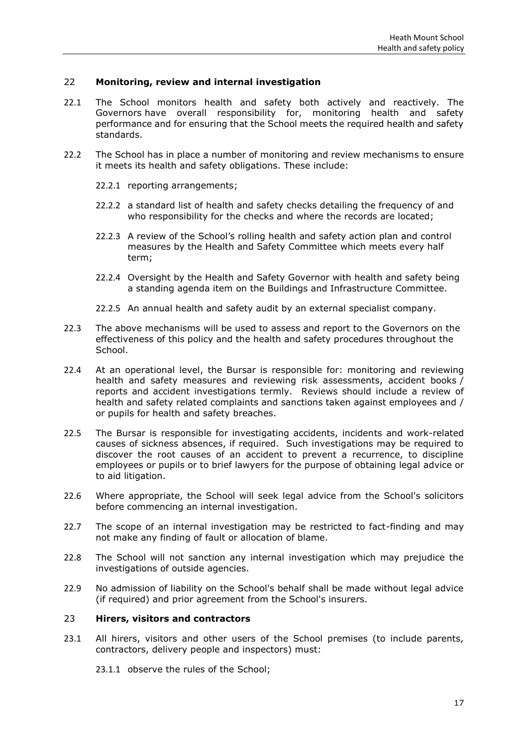## 22 Monitoring, review and internal investigation

22.1 The School monitors health and safety both actively and reactively. The Governors have overall responsibility for, monitoring health and safety performance and for ensuring that the School meets the required health and safety standards.

22.2 The School has in place a number of monitoring and review mechanisms to ensure it meets its health and safety obligations. These include:

22.2.1 reporting arrangements;

22.2.2 a standard list of health and safety checks detailing the frequency of and who responsibility for the checks and where the records are located;

22.2.3 A review of the School's rolling health and safety action plan and control measures by the Health and Safety Committee which meets every half term;

22.2.4 Oversight by the Health and Safety Governor with health and safety being a standing agenda item on the Buildings and Infrastructure Committee.

22.2.5 An annual health and safety audit by an external specialist company.

22.3 The above mechanisms will be used to assess and report to the Governors on the effectiveness of this policy and the health and safety procedures throughout the School.

22.4 At an operational level, the Bursar is responsible for: monitoring and reviewing health and safety measures and reviewing risk assessments, accident books / reports and accident investigations termly. Reviews should include a review of health and safety related complaints and sanctions taken against employees and / or pupils for health and safety breaches.

22.5 The Bursar is responsible for investigating accidents, incidents and work-related causes of sickness absences, if required. Such investigations may be required to discover the root causes of an accident to prevent a recurrence, to discipline employees or pupils or to brief lawyers for the purpose of obtaining legal advice or to aid litigation.

22.6 Where appropriate, the School will seek legal advice from the School's solicitors before commencing an internal investigation.

22.7 The scope of an internal investigation may be restricted to fact-finding and may not make any finding of fault or allocation of blame.

22.8 The School will not sanction any internal investigation which may prejudice the investigations of outside agencies.

22.9 No admission of liability on the School's behalf shall be made without legal advice (if required) and prior agreement from the School's insurers.

## 23 Hirers, visitors and contractors

23.1 All hirers, visitors and other users of the School premises (to include parents, contractors, delivery people and inspectors) must:

23.1.1 observe the rules of the School;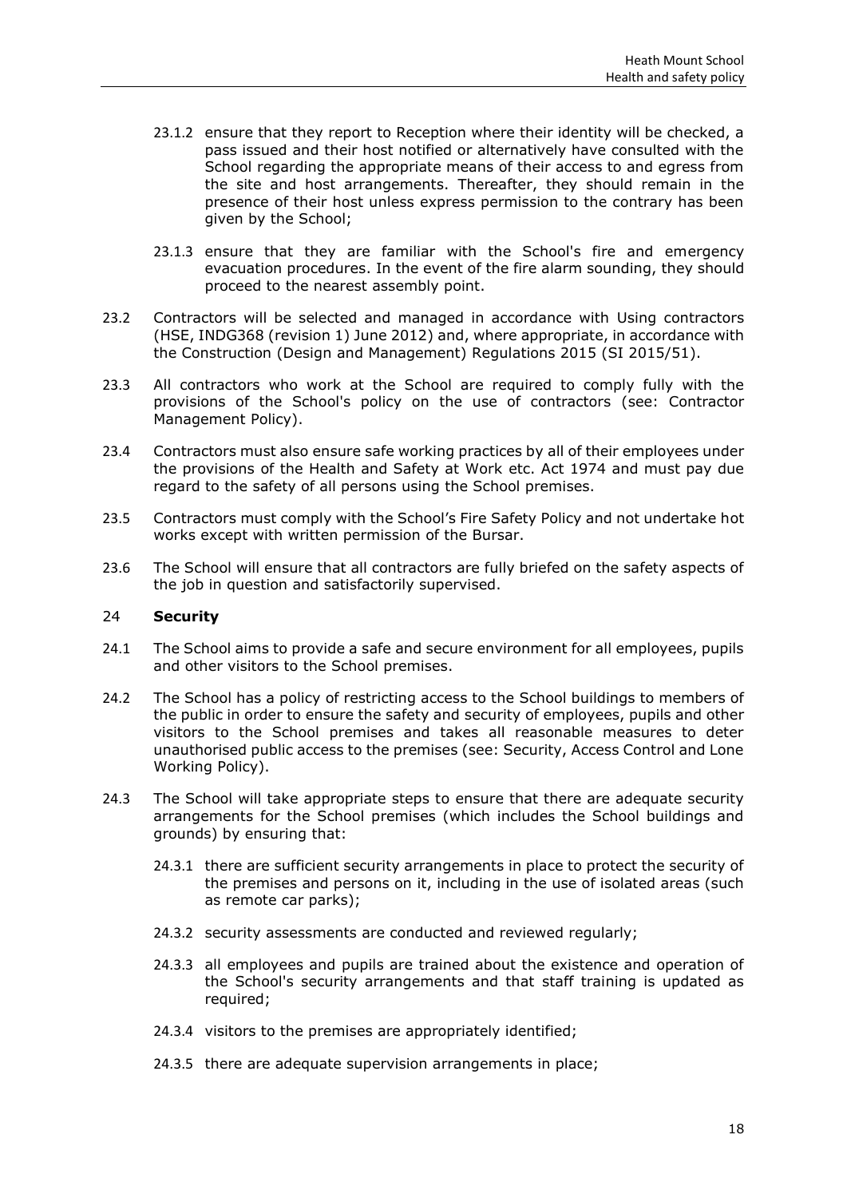23.1.2 ensure that they report to Reception where their identity will be checked, a pass issued and their host notified or alternatively have consulted with the School regarding the appropriate means of their access to and egress from the site and host arrangements. Thereafter, they should remain in the presence of their host unless express permission to the contrary has been given by the School;

23.1.3 ensure that they are familiar with the School's fire and emergency evacuation procedures. In the event of the fire alarm sounding, they should proceed to the nearest assembly point.

23.2 Contractors will be selected and managed in accordance with Using contractors (HSE, INDG368 (revision 1) June 2012) and, where appropriate, in accordance with the Construction (Design and Management) Regulations 2015 (SI 2015/51).

23.3 All contractors who work at the School are required to comply fully with the provisions of the School's policy on the use of contractors (see: Contractor Management Policy).

23.4 Contractors must also ensure safe working practices by all of their employees under the provisions of the Health and Safety at Work etc. Act 1974 and must pay due regard to the safety of all persons using the School premises.

23.5 Contractors must comply with the School's Fire Safety Policy and not undertake hot works except with written permission of the Bursar.

23.6 The School will ensure that all contractors are fully briefed on the safety aspects of the job in question and satisfactorily supervised.

## 24 **Security**

24.1 The School aims to provide a safe and secure environment for all employees, pupils and other visitors to the School premises.

24.2 The School has a policy of restricting access to the School buildings to members of the public in order to ensure the safety and security of employees, pupils and other visitors to the School premises and takes all reasonable measures to deter unauthorised public access to the premises (see: Security, Access Control and Lone Working Policy).

24.3 The School will take appropriate steps to ensure that there are adequate security arrangements for the School premises (which includes the School buildings and grounds) by ensuring that:

24.3.1 there are sufficient security arrangements in place to protect the security of the premises and persons on it, including in the use of isolated areas (such as remote car parks);

24.3.2 security assessments are conducted and reviewed regularly;

24.3.3 all employees and pupils are trained about the existence and operation of the School's security arrangements and that staff training is updated as required;

24.3.4 visitors to the premises are appropriately identified;

24.3.5 there are adequate supervision arrangements in place;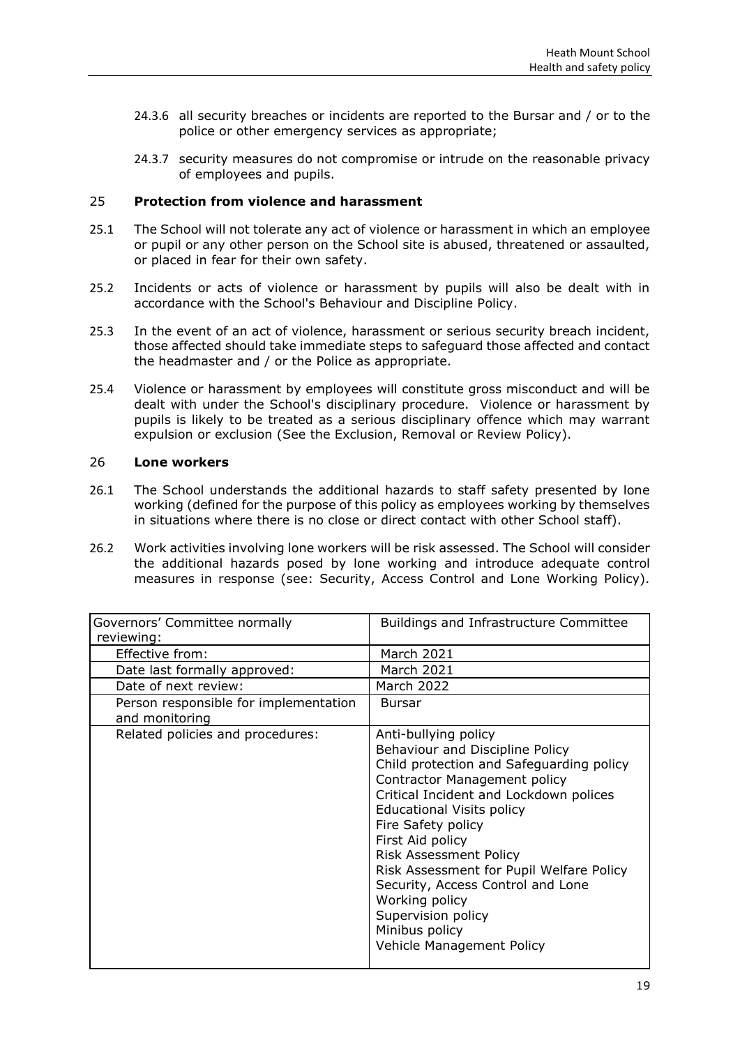24.3.6 all security breaches or incidents are reported to the Bursar and / or to the police or other emergency services as appropriate;

24.3.7 security measures do not compromise or intrude on the reasonable privacy of employees and pupils.

## 25 Protection from violence and harassment

25.1 The School will not tolerate any act of violence or harassment in which an employee or pupil or any other person on the School site is abused, threatened or assaulted, or placed in fear for their own safety.

25.2 Incidents or acts of violence or harassment by pupils will also be dealt with in accordance with the School's Behaviour and Discipline Policy.

25.3 In the event of an act of violence, harassment or serious security breach incident, those affected should take immediate steps to safeguard those affected and contact the headmaster and / or the Police as appropriate.

25.4 Violence or harassment by employees will constitute gross misconduct and will be dealt with under the School's disciplinary procedure. Violence or harassment by pupils is likely to be treated as a serious disciplinary offence which may warrant expulsion or exclusion (See the Exclusion, Removal or Review Policy).

## 26 Lone workers

26.1 The School understands the additional hazards to staff safety presented by lone working (defined for the purpose of this policy as employees working by themselves in situations where there is no close or direct contact with other School staff).

26.2 Work activities involving lone workers will be risk assessed. The School will consider the additional hazards posed by lone working and introduce adequate control measures in response (see: Security, Access Control and Lone Working Policy).

| Governors' Committee normally reviewing: | Buildings and Infrastructure Committee |
|---|---|
| Effective from: | March 2021 |
| Date last formally approved: | March 2021 |
| Date of next review: | March 2022 |
| Person responsible for implementation and monitoring | Bursar |
| Related policies and procedures: | Anti-bullying policy<br>Behaviour and Discipline Policy<br>Child protection and Safeguarding policy<br>Contractor Management policy<br>Critical Incident and Lockdown polices<br>Educational Visits policy<br>Fire Safety policy<br>First Aid policy<br>Risk Assessment Policy<br>Risk Assessment for Pupil Welfare Policy<br>Security, Access Control and Lone Working policy<br>Supervision policy<br>Minibus policy<br>Vehicle Management Policy |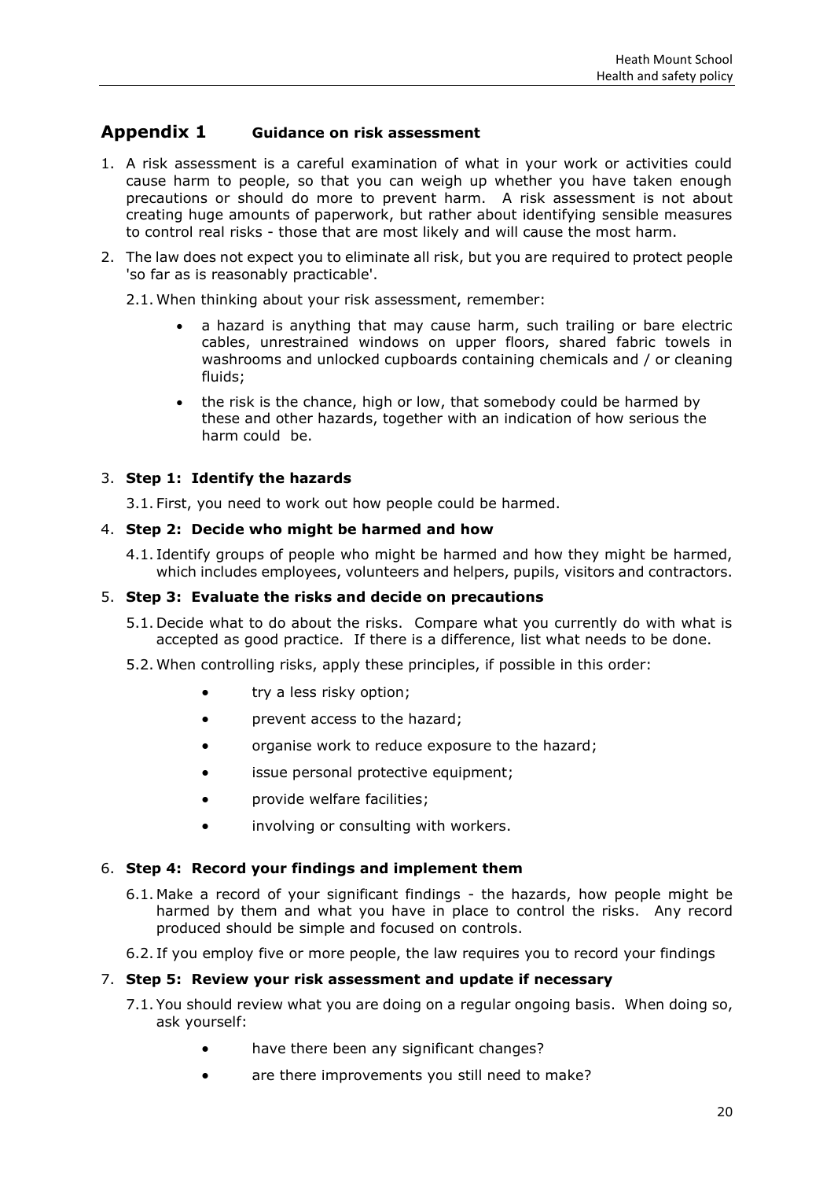## Appendix 1 Guidance on risk assessment

1. A risk assessment is a careful examination of what in your work or activities could cause harm to people, so that you can weigh up whether you have taken enough precautions or should do more to prevent harm. A risk assessment is not about creating huge amounts of paperwork, but rather about identifying sensible measures to control real risks - those that are most likely and will cause the most harm.

2. The law does not expect you to eliminate all risk, but you are required to protect people 'so far as is reasonably practicable'.

   2.1. When thinking about your risk assessment, remember:

   - a hazard is anything that may cause harm, such trailing or bare electric cables, unrestrained windows on upper floors, shared fabric towels in washrooms and unlocked cupboards containing chemicals and / or cleaning fluids;
   - the risk is the chance, high or low, that somebody could be harmed by these and other hazards, together with an indication of how serious the harm could be.

3. **Step 1: Identify the hazards**

   3.1. First, you need to work out how people could be harmed.

4. **Step 2: Decide who might be harmed and how**

   4.1. Identify groups of people who might be harmed and how they might be harmed, which includes employees, volunteers and helpers, pupils, visitors and contractors.

5. **Step 3: Evaluate the risks and decide on precautions**

   5.1. Decide what to do about the risks. Compare what you currently do with what is accepted as good practice. If there is a difference, list what needs to be done.

   5.2. When controlling risks, apply these principles, if possible in this order:

   - try a less risky option;
   - prevent access to the hazard;
   - organise work to reduce exposure to the hazard;
   - issue personal protective equipment;
   - provide welfare facilities;
   - involving or consulting with workers.

6. **Step 4: Record your findings and implement them**

   6.1. Make a record of your significant findings - the hazards, how people might be harmed by them and what you have in place to control the risks. Any record produced should be simple and focused on controls.

   6.2. If you employ five or more people, the law requires you to record your findings

7. **Step 5: Review your risk assessment and update if necessary**

   7.1. You should review what you are doing on a regular ongoing basis. When doing so, ask yourself:

   - have there been any significant changes?
   - are there improvements you still need to make?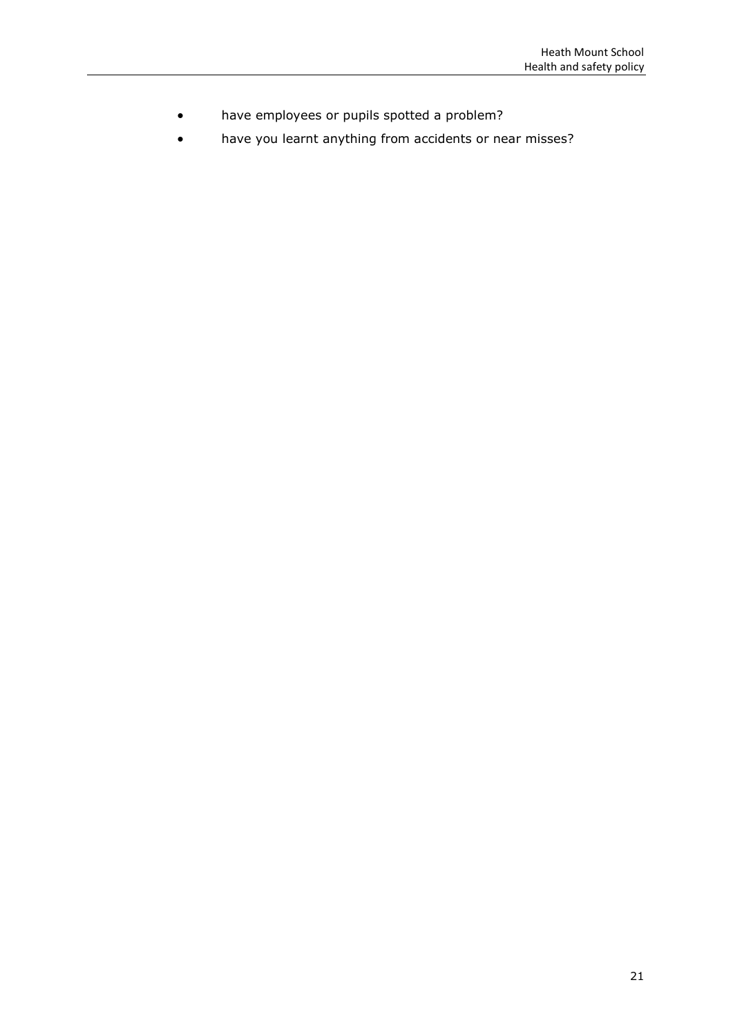- have employees or pupils spotted a problem?
- have you learnt anything from accidents or near misses?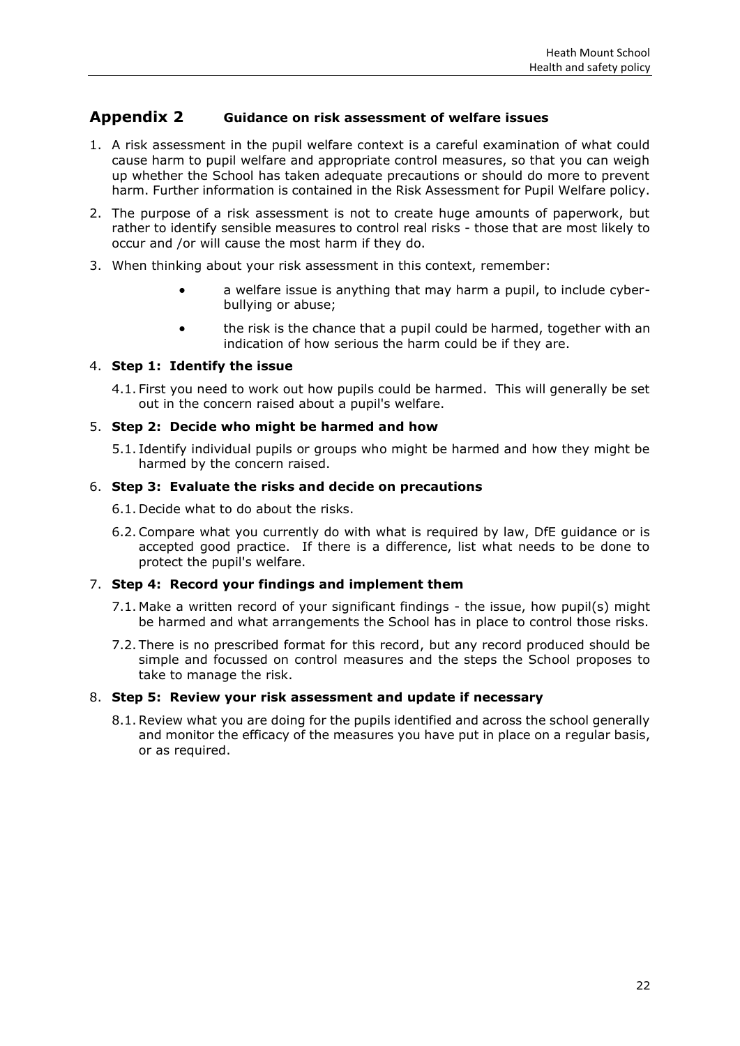## Appendix 2 Guidance on risk assessment of welfare issues

1. A risk assessment in the pupil welfare context is a careful examination of what could cause harm to pupil welfare and appropriate control measures, so that you can weigh up whether the School has taken adequate precautions or should do more to prevent harm. Further information is contained in the Risk Assessment for Pupil Welfare policy.

2. The purpose of a risk assessment is not to create huge amounts of paperwork, but rather to identify sensible measures to control real risks - those that are most likely to occur and /or will cause the most harm if they do.

3. When thinking about your risk assessment in this context, remember:

   - a welfare issue is anything that may harm a pupil, to include cyber-bullying or abuse;
   - the risk is the chance that a pupil could be harmed, together with an indication of how serious the harm could be if they are.

4. **Step 1: Identify the issue**

   4.1. First you need to work out how pupils could be harmed. This will generally be set out in the concern raised about a pupil's welfare.

5. **Step 2: Decide who might be harmed and how**

   5.1. Identify individual pupils or groups who might be harmed and how they might be harmed by the concern raised.

6. **Step 3: Evaluate the risks and decide on precautions**

   6.1. Decide what to do about the risks.

   6.2. Compare what you currently do with what is required by law, DfE guidance or is accepted good practice. If there is a difference, list what needs to be done to protect the pupil's welfare.

7. **Step 4: Record your findings and implement them**

   7.1. Make a written record of your significant findings - the issue, how pupil(s) might be harmed and what arrangements the School has in place to control those risks.

   7.2. There is no prescribed format for this record, but any record produced should be simple and focussed on control measures and the steps the School proposes to take to manage the risk.

8. **Step 5: Review your risk assessment and update if necessary**

   8.1. Review what you are doing for the pupils identified and across the school generally and monitor the efficacy of the measures you have put in place on a regular basis, or as required.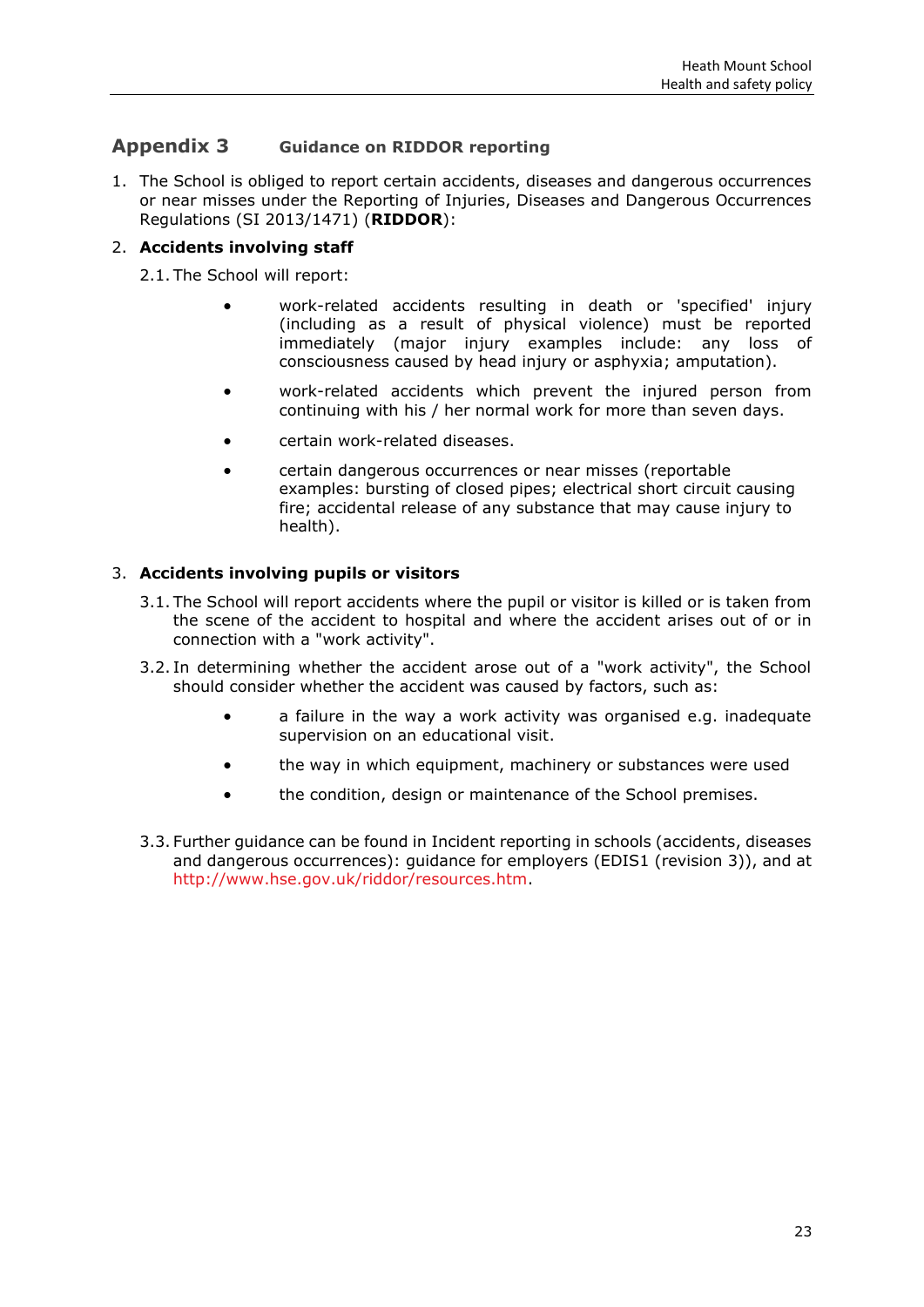## Appendix 3 Guidance on RIDDOR reporting

1. The School is obliged to report certain accidents, diseases and dangerous occurrences or near misses under the Reporting of Injuries, Diseases and Dangerous Occurrences Regulations (SI 2013/1471) (**RIDDOR**):

2. **Accidents involving staff**

   2.1. The School will report:

   - work-related accidents resulting in death or 'specified' injury (including as a result of physical violence) must be reported immediately (major injury examples include: any loss of consciousness caused by head injury or asphyxia; amputation).
   - work-related accidents which prevent the injured person from continuing with his / her normal work for more than seven days.
   - certain work-related diseases.
   - certain dangerous occurrences or near misses (reportable examples: bursting of closed pipes; electrical short circuit causing fire; accidental release of any substance that may cause injury to health).

3. **Accidents involving pupils or visitors**

   3.1. The School will report accidents where the pupil or visitor is killed or is taken from the scene of the accident to hospital and where the accident arises out of or in connection with a "work activity".

   3.2. In determining whether the accident arose out of a "work activity", the School should consider whether the accident was caused by factors, such as:

   - a failure in the way a work activity was organised e.g. inadequate supervision on an educational visit.
   - the way in which equipment, machinery or substances were used
   - the condition, design or maintenance of the School premises.

   3.3. Further guidance can be found in Incident reporting in schools (accidents, diseases and dangerous occurrences): guidance for employers (EDIS1 (revision 3)), and at http://www.hse.gov.uk/riddor/resources.htm.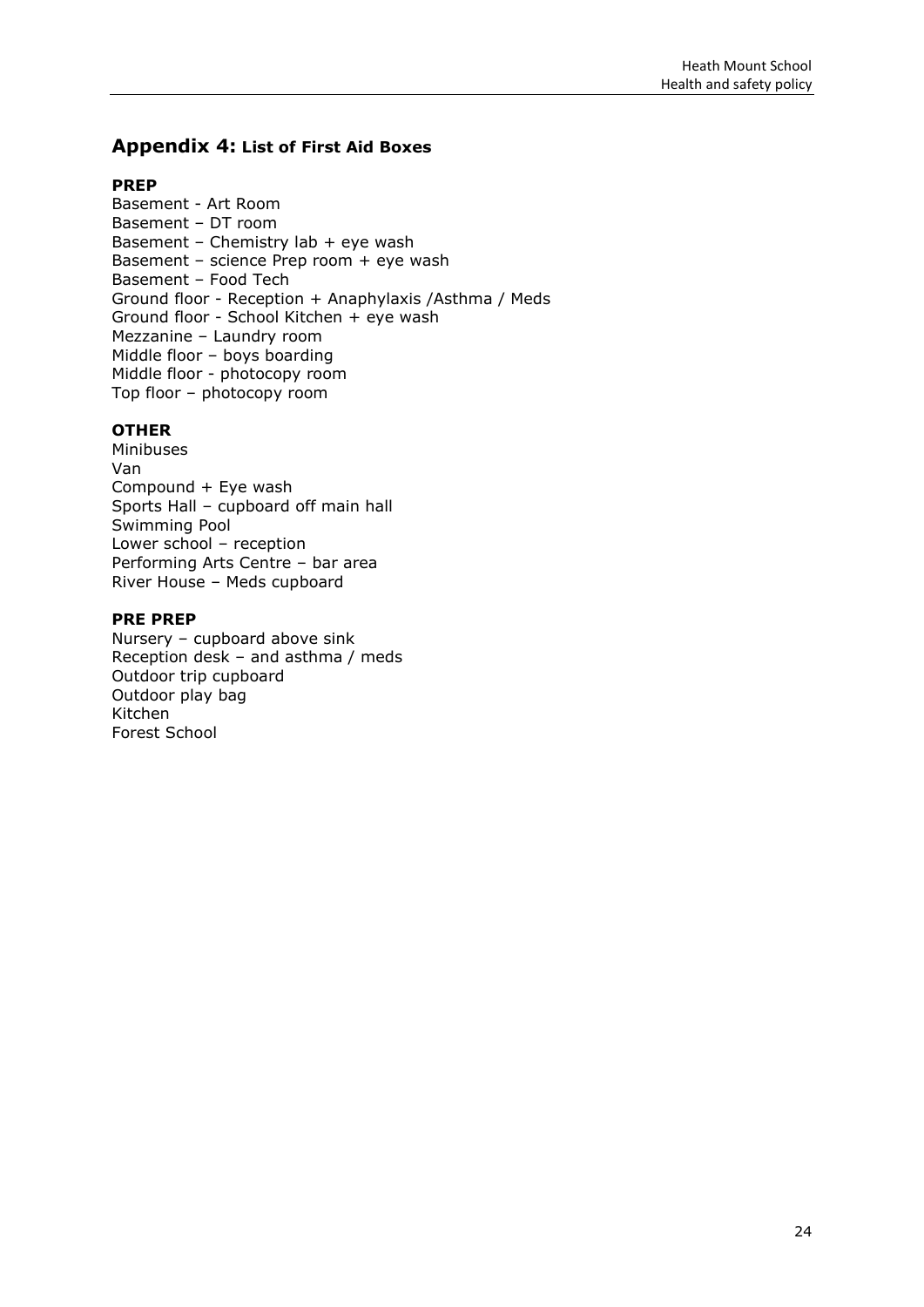## Appendix 4: List of First Aid Boxes

**PREP**

Basement - Art Room
Basement – DT room
Basement – Chemistry lab + eye wash
Basement – science Prep room + eye wash
Basement – Food Tech
Ground floor - Reception + Anaphylaxis /Asthma / Meds
Ground floor - School Kitchen + eye wash
Mezzanine – Laundry room
Middle floor – boys boarding
Middle floor - photocopy room
Top floor – photocopy room

**OTHER**

Minibuses
Van
Compound + Eye wash
Sports Hall – cupboard off main hall
Swimming Pool
Lower school – reception
Performing Arts Centre – bar area
River House – Meds cupboard

**PRE PREP**

Nursery – cupboard above sink
Reception desk – and asthma / meds
Outdoor trip cupboard
Outdoor play bag
Kitchen
Forest School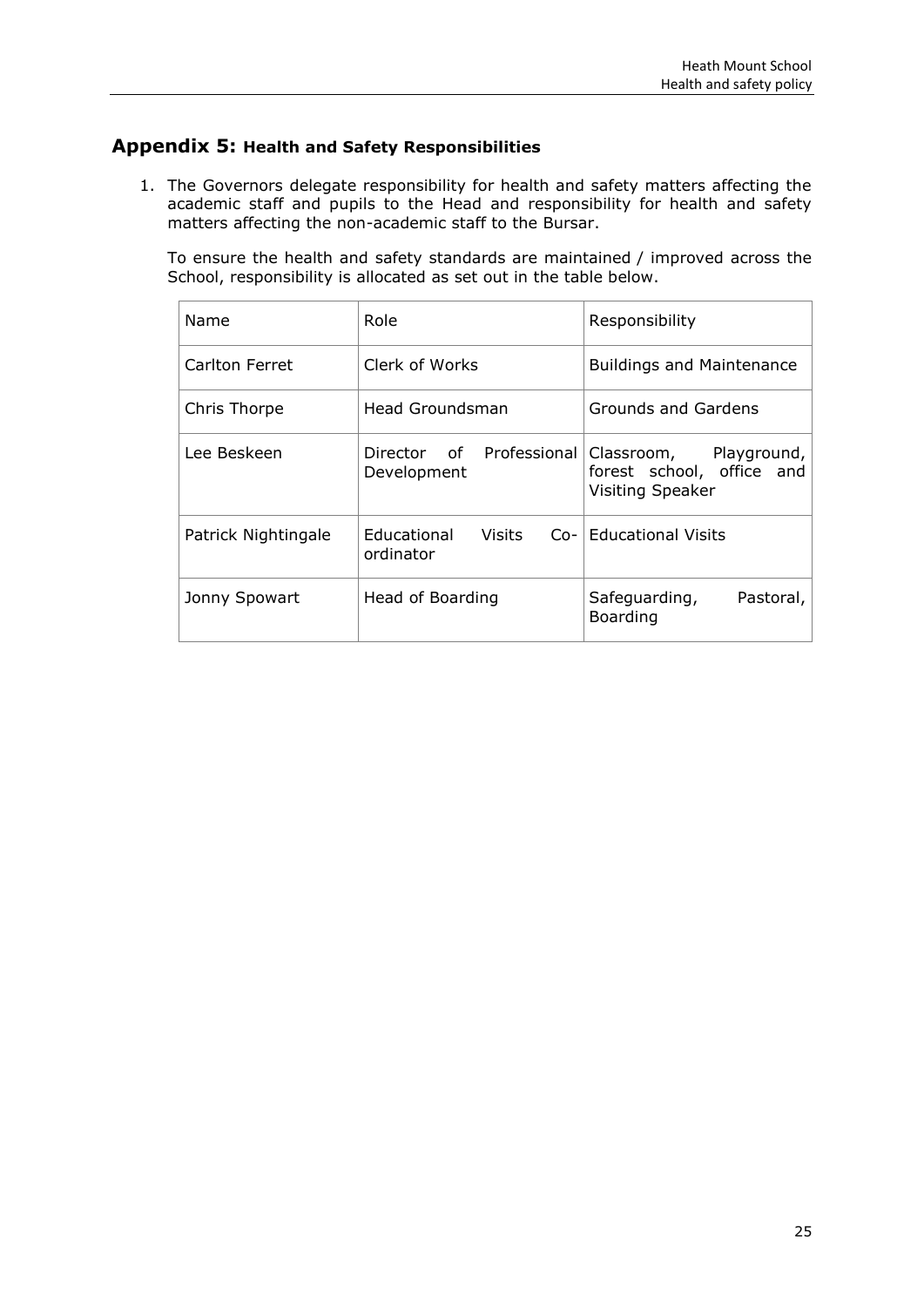## **Appendix 5:** Health and Safety Responsibilities

1. The Governors delegate responsibility for health and safety matters affecting the academic staff and pupils to the Head and responsibility for health and safety matters affecting the non-academic staff to the Bursar.

   To ensure the health and safety standards are maintained / improved across the School, responsibility is allocated as set out in the table below.

| Name | Role | Responsibility |
|---|---|---|
| Carlton Ferret | Clerk of Works | Buildings and Maintenance |
| Chris Thorpe | Head Groundsman | Grounds and Gardens |
| Lee Beskeen | Director of Professional Development | Classroom, Playground, forest school, office and Visiting Speaker |
| Patrick Nightingale | Educational Visits Co-ordinator | Educational Visits |
| Jonny Spowart | Head of Boarding | Safeguarding, Pastoral, Boarding |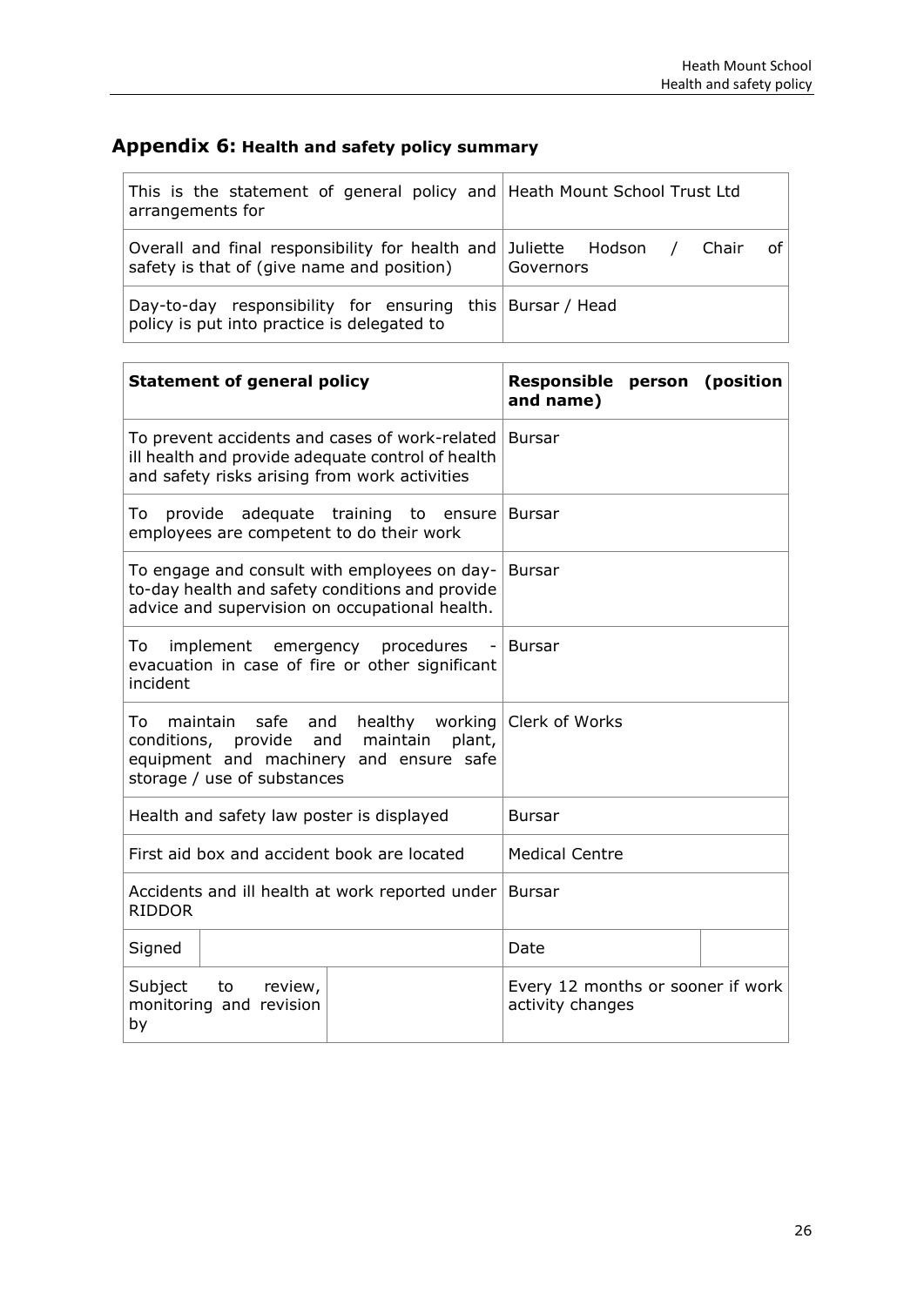## Appendix 6: Health and safety policy summary

| | |
|---|---|
| This is the statement of general policy and arrangements for | Heath Mount School Trust Ltd |
| Overall and final responsibility for health and safety is that of (give name and position) | Juliette Hodson / Chair of Governors |
| Day-to-day responsibility for ensuring this policy is put into practice is delegated to | Bursar / Head |

| Statement of general policy | | Responsible person (position and name) | |
|---|---|---|---|
| To prevent accidents and cases of work-related ill health and provide adequate control of health and safety risks arising from work activities | | Bursar | |
| To provide adequate training to ensure employees are competent to do their work | | Bursar | |
| To engage and consult with employees on day-to-day health and safety conditions and provide advice and supervision on occupational health. | | Bursar | |
| To implement emergency procedures - evacuation in case of fire or other significant incident | | Bursar | |
| To maintain safe and healthy working conditions, provide and maintain plant, equipment and machinery and ensure safe storage / use of substances | | Clerk of Works | |
| Health and safety law poster is displayed | | Bursar | |
| First aid box and accident book are located | | Medical Centre | |
| Accidents and ill health at work reported under RIDDOR | | Bursar | |
| Signed | | Date | |
| Subject to review, monitoring and revision by | | Every 12 months or sooner if work activity changes | |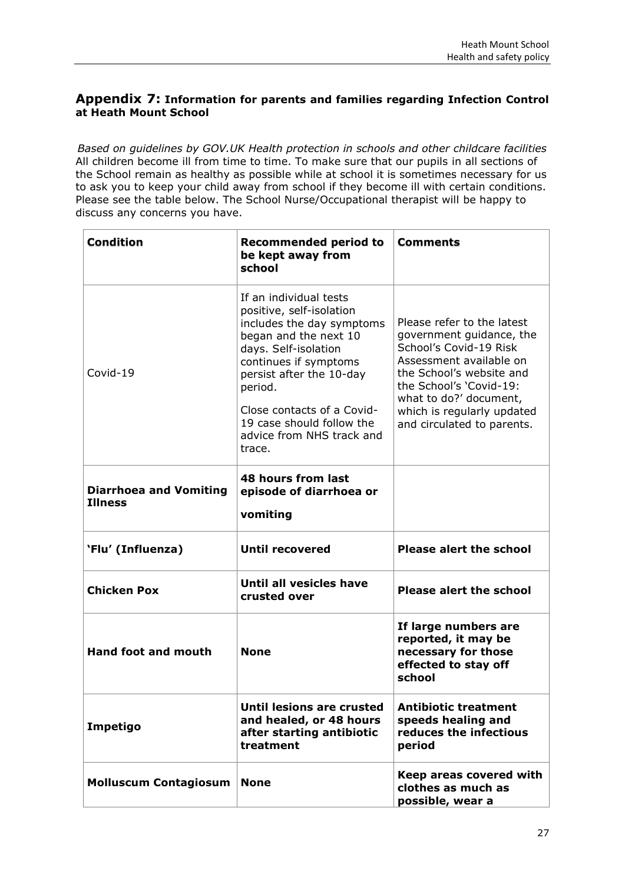## **Appendix 7:** Information for parents and families regarding Infection Control at Heath Mount School

*Based on guidelines by GOV.UK Health protection in schools and other childcare facilities*
All children become ill from time to time. To make sure that our pupils in all sections of the School remain as healthy as possible while at school it is sometimes necessary for us to ask you to keep your child away from school if they become ill with certain conditions. Please see the table below. The School Nurse/Occupational therapist will be happy to discuss any concerns you have.

| **Condition** | **Recommended period to be kept away from school** | **Comments** |
|---|---|---|
| Covid-19 | If an individual tests positive, self-isolation includes the day symptoms began and the next 10 days. Self-isolation continues if symptoms persist after the 10-day period.<br><br>Close contacts of a Covid-19 case should follow the advice from NHS track and trace. | Please refer to the latest government guidance, the School's Covid-19 Risk Assessment available on the School's website and the School's 'Covid-19: what to do?' document, which is regularly updated and circulated to parents. |
| **Diarrhoea and Vomiting Illness** | **48 hours from last episode of diarrhoea or vomiting** | |
| **'Flu' (Influenza)** | **Until recovered** | **Please alert the school** |
| **Chicken Pox** | **Until all vesicles have crusted over** | **Please alert the school** |
| **Hand foot and mouth** | **None** | **If large numbers are reported, it may be necessary for those effected to stay off school** |
| **Impetigo** | **Until lesions are crusted and healed, or 48 hours after starting antibiotic treatment** | **Antibiotic treatment speeds healing and reduces the infectious period** |
| **Molluscum Contagiosum** | **None** | **Keep areas covered with clothes as much as possible, wear a** |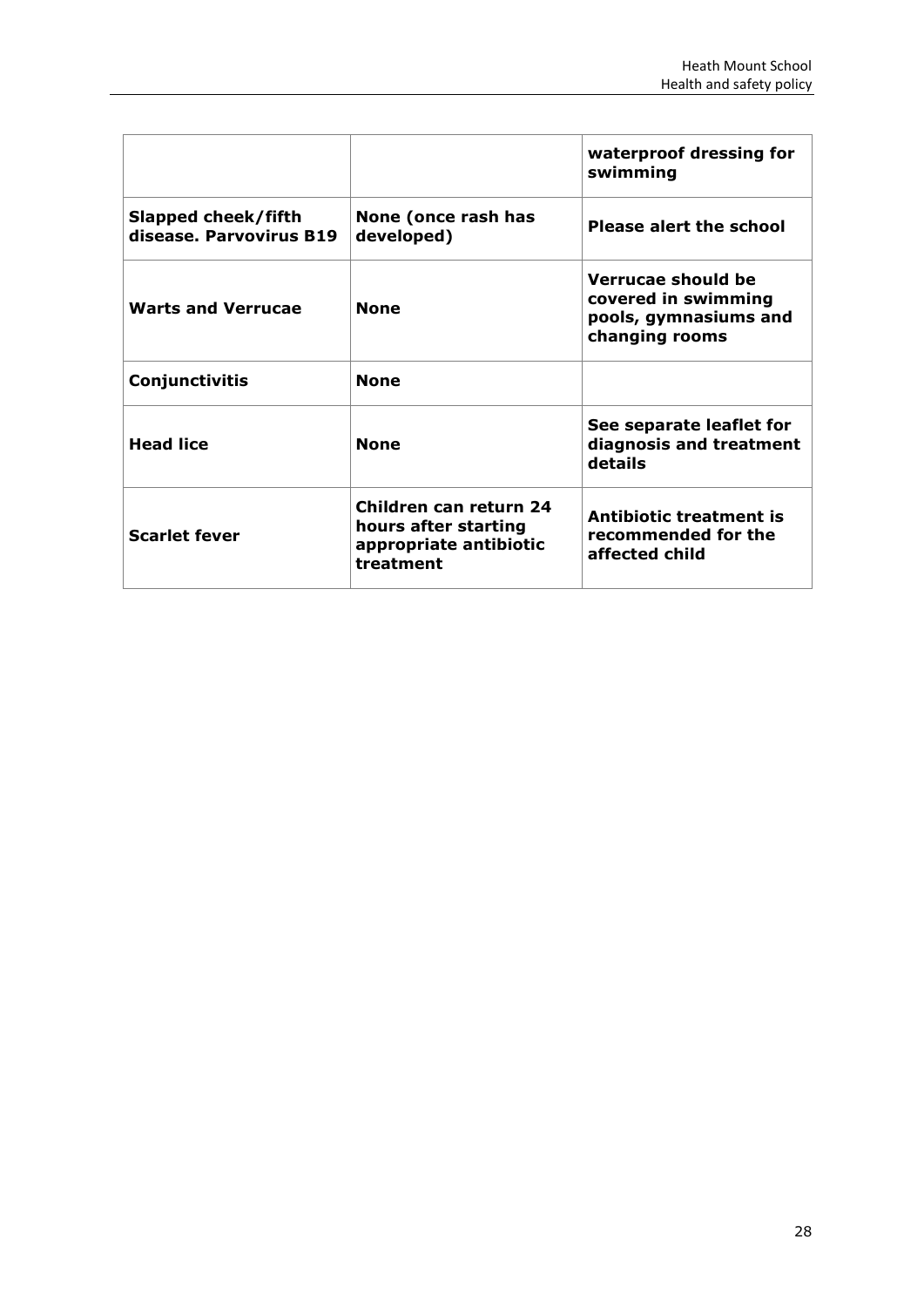| | | |
|---|---|---|
| | | **waterproof dressing for swimming** |
| **Slapped cheek/fifth disease. Parvovirus B19** | **None (once rash has developed)** | **Please alert the school** |
| **Warts and Verrucae** | **None** | **Verrucae should be covered in swimming pools, gymnasiums and changing rooms** |
| **Conjunctivitis** | **None** | |
| **Head lice** | **None** | **See separate leaflet for diagnosis and treatment details** |
| **Scarlet fever** | **Children can return 24 hours after starting appropriate antibiotic treatment** | **Antibiotic treatment is recommended for the affected child** |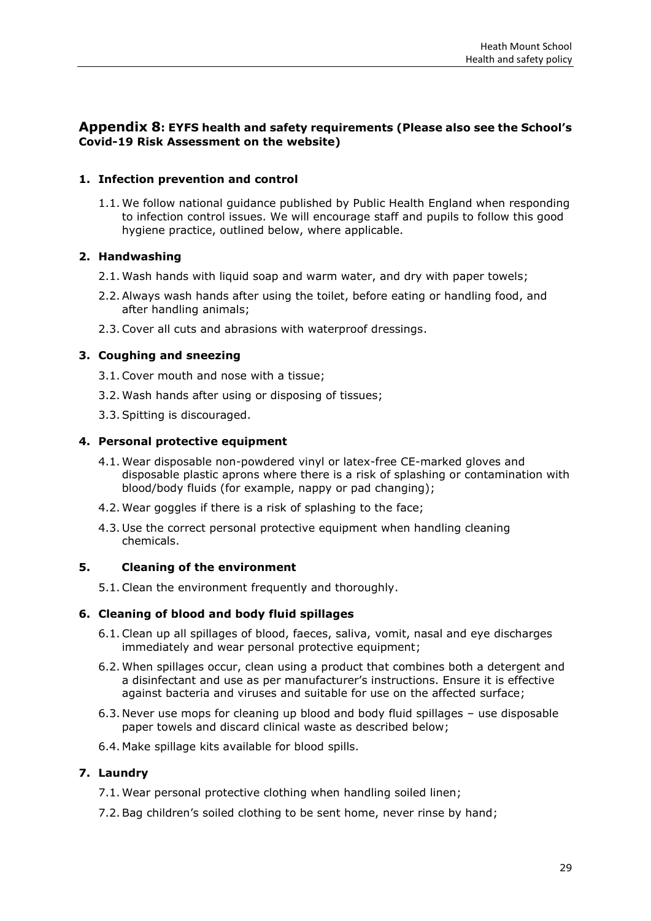## Appendix 8: EYFS health and safety requirements (Please also see the School's Covid-19 Risk Assessment on the website)

### 1. Infection prevention and control

1.1. We follow national guidance published by Public Health England when responding to infection control issues. We will encourage staff and pupils to follow this good hygiene practice, outlined below, where applicable.

### 2. Handwashing

2.1. Wash hands with liquid soap and warm water, and dry with paper towels;

2.2. Always wash hands after using the toilet, before eating or handling food, and after handling animals;

2.3. Cover all cuts and abrasions with waterproof dressings.

### 3. Coughing and sneezing

3.1. Cover mouth and nose with a tissue;

3.2. Wash hands after using or disposing of tissues;

3.3. Spitting is discouraged.

### 4. Personal protective equipment

4.1. Wear disposable non-powdered vinyl or latex-free CE-marked gloves and disposable plastic aprons where there is a risk of splashing or contamination with blood/body fluids (for example, nappy or pad changing);

4.2. Wear goggles if there is a risk of splashing to the face;

4.3. Use the correct personal protective equipment when handling cleaning chemicals.

### 5. Cleaning of the environment

5.1. Clean the environment frequently and thoroughly.

### 6. Cleaning of blood and body fluid spillages

6.1. Clean up all spillages of blood, faeces, saliva, vomit, nasal and eye discharges immediately and wear personal protective equipment;

6.2. When spillages occur, clean using a product that combines both a detergent and a disinfectant and use as per manufacturer's instructions. Ensure it is effective against bacteria and viruses and suitable for use on the affected surface;

6.3. Never use mops for cleaning up blood and body fluid spillages – use disposable paper towels and discard clinical waste as described below;

6.4. Make spillage kits available for blood spills.

### 7. Laundry

7.1. Wear personal protective clothing when handling soiled linen;

7.2. Bag children's soiled clothing to be sent home, never rinse by hand;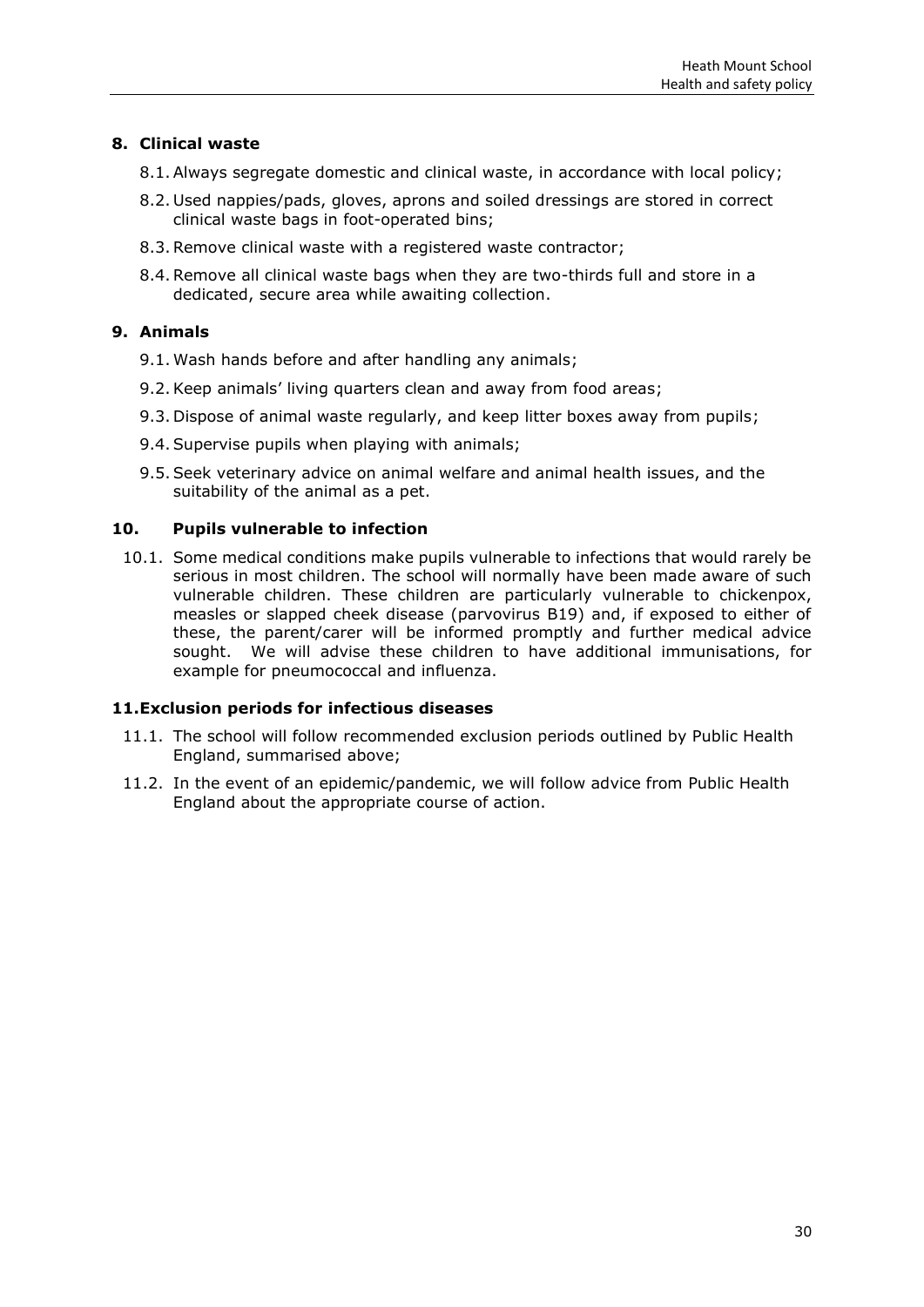## 8. Clinical waste

8.1. Always segregate domestic and clinical waste, in accordance with local policy;

8.2. Used nappies/pads, gloves, aprons and soiled dressings are stored in correct clinical waste bags in foot-operated bins;

8.3. Remove clinical waste with a registered waste contractor;

8.4. Remove all clinical waste bags when they are two-thirds full and store in a dedicated, secure area while awaiting collection.

## 9. Animals

9.1. Wash hands before and after handling any animals;

9.2. Keep animals' living quarters clean and away from food areas;

9.3. Dispose of animal waste regularly, and keep litter boxes away from pupils;

9.4. Supervise pupils when playing with animals;

9.5. Seek veterinary advice on animal welfare and animal health issues, and the suitability of the animal as a pet.

## 10. Pupils vulnerable to infection

10.1. Some medical conditions make pupils vulnerable to infections that would rarely be serious in most children. The school will normally have been made aware of such vulnerable children. These children are particularly vulnerable to chickenpox, measles or slapped cheek disease (parvovirus B19) and, if exposed to either of these, the parent/carer will be informed promptly and further medical advice sought. We will advise these children to have additional immunisations, for example for pneumococcal and influenza.

## 11. Exclusion periods for infectious diseases

11.1. The school will follow recommended exclusion periods outlined by Public Health England, summarised above;

11.2. In the event of an epidemic/pandemic, we will follow advice from Public Health England about the appropriate course of action.